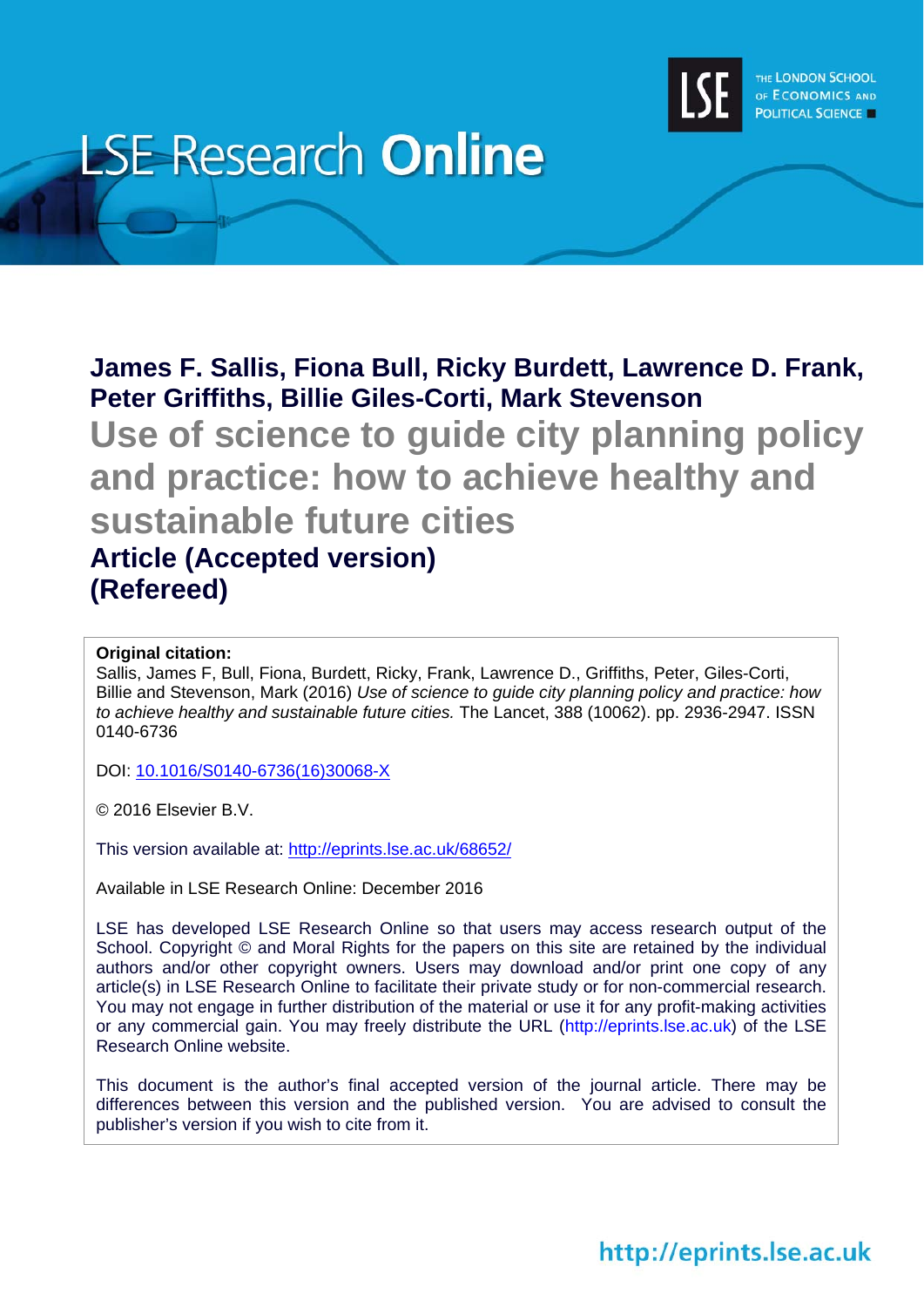# LSE Research Online

THE LONDON SCHOOL OF ECONOMICS AND POLITICAL SCIENCE

**James F. Sallis, Fiona Bull, Ricky Burdett, Lawrence D. Frank, Peter Griffiths, Billie Giles-Corti, Mark Stevenson**

## Use of science to guide city planning policy and practice: how to achieve healthy and sustainable future cities

**Article (Accepted version)**
**(Refereed)**

**Original citation:**
Sallis, James F, Bull, Fiona, Burdett, Ricky, Frank, Lawrence D., Griffiths, Peter, Giles-Corti, Billie and Stevenson, Mark (2016) *Use of science to guide city planning policy and practice: how to achieve healthy and sustainable future cities.* The Lancet, 388 (10062). pp. 2936-2947. ISSN 0140-6736

DOI: [10.1016/S0140-6736(16)30068-X](https://doi.org/10.1016/S0140-6736(16)30068-X)

© 2016 Elsevier B.V.

This version available at: http://eprints.lse.ac.uk/68652/

Available in LSE Research Online: December 2016

LSE has developed LSE Research Online so that users may access research output of the School. Copyright © and Moral Rights for the papers on this site are retained by the individual authors and/or other copyright owners. Users may download and/or print one copy of any article(s) in LSE Research Online to facilitate their private study or for non-commercial research. You may not engage in further distribution of the material or use it for any profit-making activities or any commercial gain. You may freely distribute the URL (http://eprints.lse.ac.uk) of the LSE Research Online website.

This document is the author's final accepted version of the journal article. There may be differences between this version and the published version. You are advised to consult the publisher's version if you wish to cite from it.

http://eprints.lse.ac.uk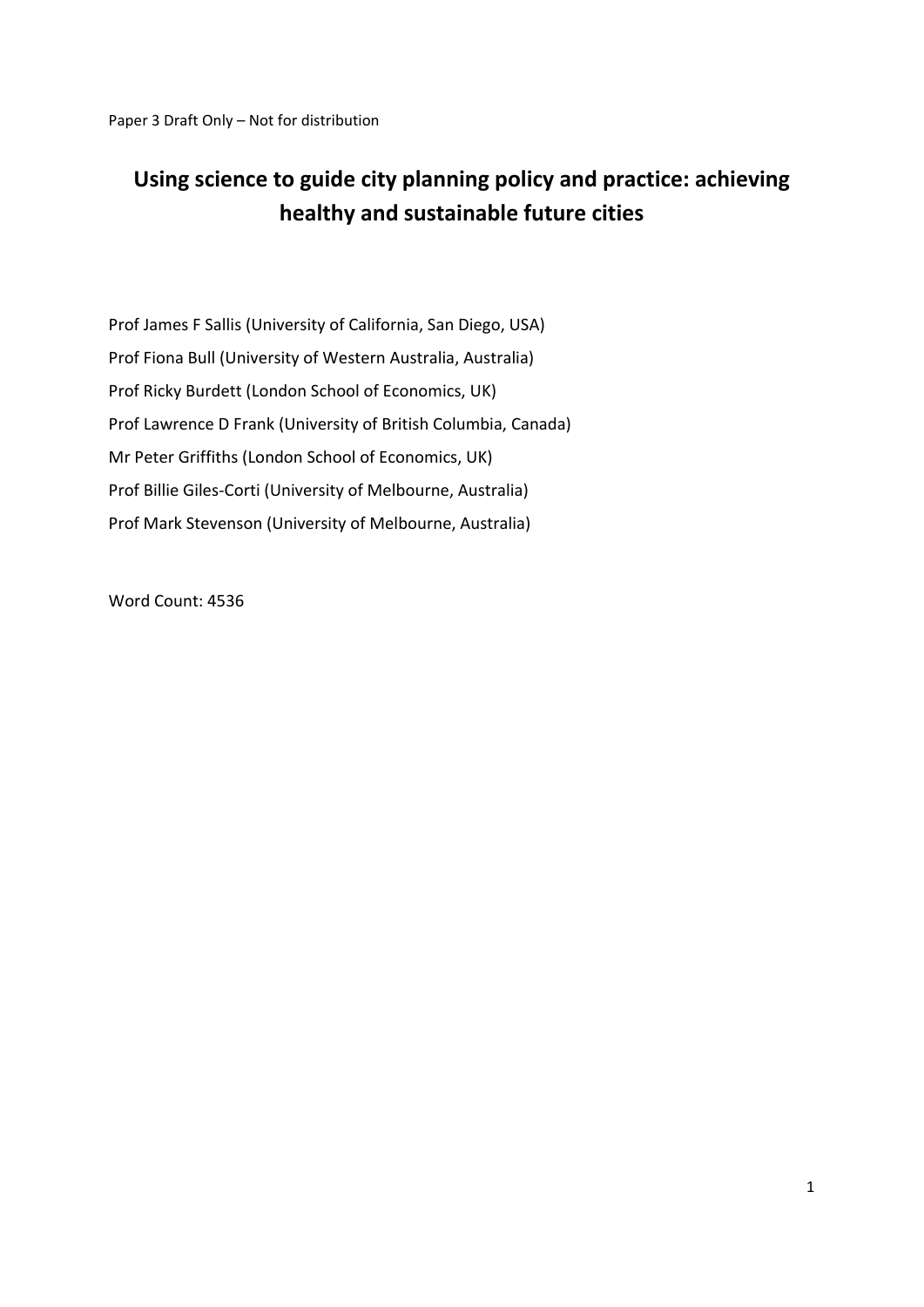Paper 3 Draft Only – Not for distribution

# Using science to guide city planning policy and practice: achieving healthy and sustainable future cities

Prof James F Sallis (University of California, San Diego, USA)

Prof Fiona Bull (University of Western Australia, Australia)

Prof Ricky Burdett (London School of Economics, UK)

Prof Lawrence D Frank (University of British Columbia, Canada)

Mr Peter Griffiths (London School of Economics, UK)

Prof Billie Giles-Corti (University of Melbourne, Australia)

Prof Mark Stevenson (University of Melbourne, Australia)

Word Count: 4536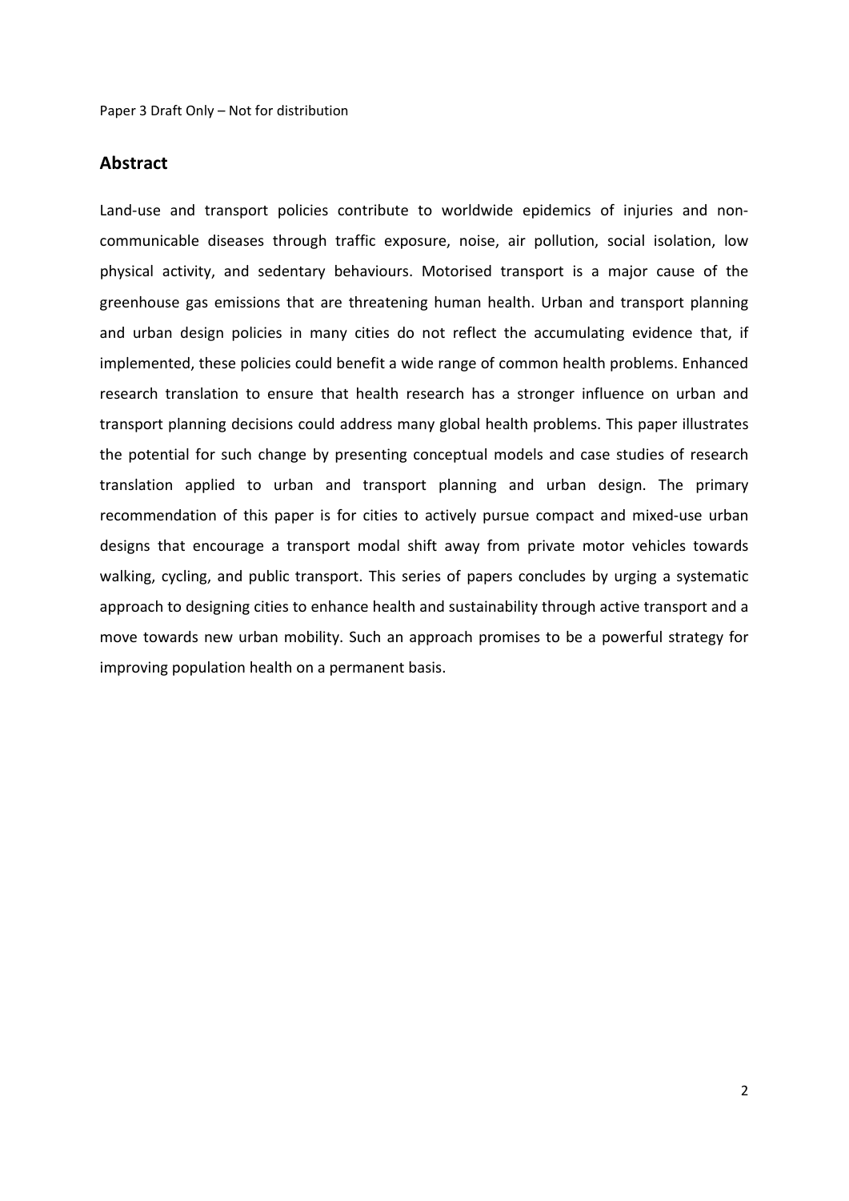## Abstract

Land-use and transport policies contribute to worldwide epidemics of injuries and non-communicable diseases through traffic exposure, noise, air pollution, social isolation, low physical activity, and sedentary behaviours. Motorised transport is a major cause of the greenhouse gas emissions that are threatening human health. Urban and transport planning and urban design policies in many cities do not reflect the accumulating evidence that, if implemented, these policies could benefit a wide range of common health problems. Enhanced research translation to ensure that health research has a stronger influence on urban and transport planning decisions could address many global health problems. This paper illustrates the potential for such change by presenting conceptual models and case studies of research translation applied to urban and transport planning and urban design. The primary recommendation of this paper is for cities to actively pursue compact and mixed-use urban designs that encourage a transport modal shift away from private motor vehicles towards walking, cycling, and public transport. This series of papers concludes by urging a systematic approach to designing cities to enhance health and sustainability through active transport and a move towards new urban mobility. Such an approach promises to be a powerful strategy for improving population health on a permanent basis.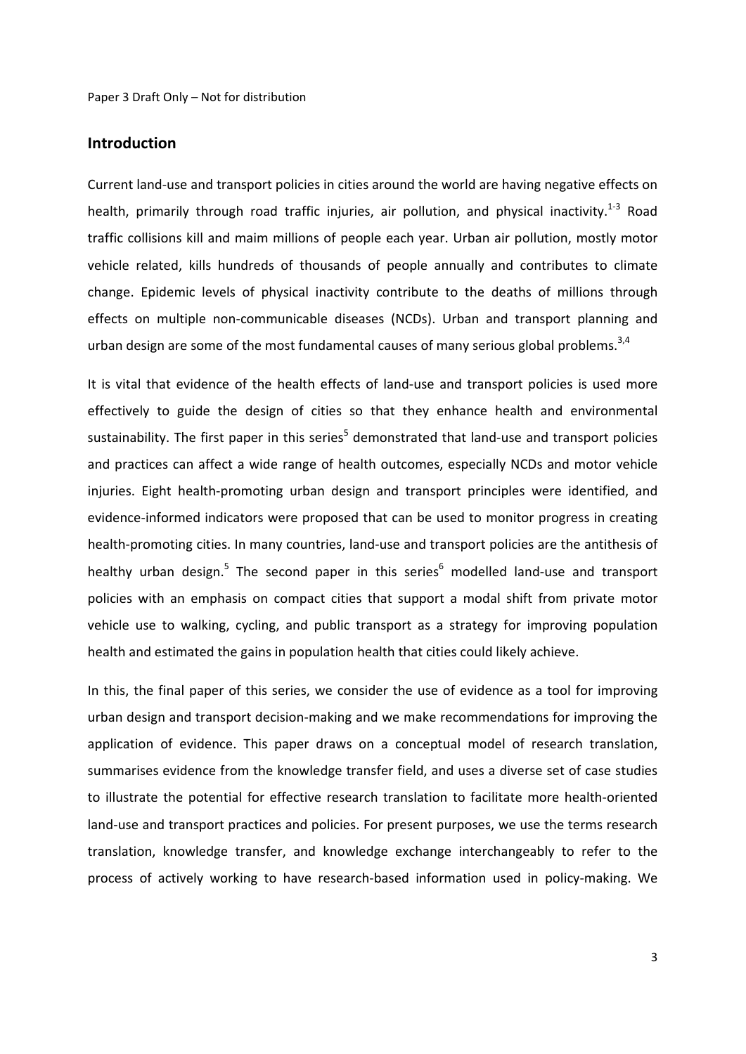## Introduction

Current land-use and transport policies in cities around the world are having negative effects on health, primarily through road traffic injuries, air pollution, and physical inactivity.[1-3] Road traffic collisions kill and maim millions of people each year. Urban air pollution, mostly motor vehicle related, kills hundreds of thousands of people annually and contributes to climate change. Epidemic levels of physical inactivity contribute to the deaths of millions through effects on multiple non-communicable diseases (NCDs). Urban and transport planning and urban design are some of the most fundamental causes of many serious global problems.[3,4]

It is vital that evidence of the health effects of land-use and transport policies is used more effectively to guide the design of cities so that they enhance health and environmental sustainability. The first paper in this series[5] demonstrated that land-use and transport policies and practices can affect a wide range of health outcomes, especially NCDs and motor vehicle injuries. Eight health-promoting urban design and transport principles were identified, and evidence-informed indicators were proposed that can be used to monitor progress in creating health-promoting cities. In many countries, land-use and transport policies are the antithesis of healthy urban design.[5] The second paper in this series[6] modelled land-use and transport policies with an emphasis on compact cities that support a modal shift from private motor vehicle use to walking, cycling, and public transport as a strategy for improving population health and estimated the gains in population health that cities could likely achieve.

In this, the final paper of this series, we consider the use of evidence as a tool for improving urban design and transport decision-making and we make recommendations for improving the application of evidence. This paper draws on a conceptual model of research translation, summarises evidence from the knowledge transfer field, and uses a diverse set of case studies to illustrate the potential for effective research translation to facilitate more health-oriented land-use and transport practices and policies. For present purposes, we use the terms research translation, knowledge transfer, and knowledge exchange interchangeably to refer to the process of actively working to have research-based information used in policy-making. We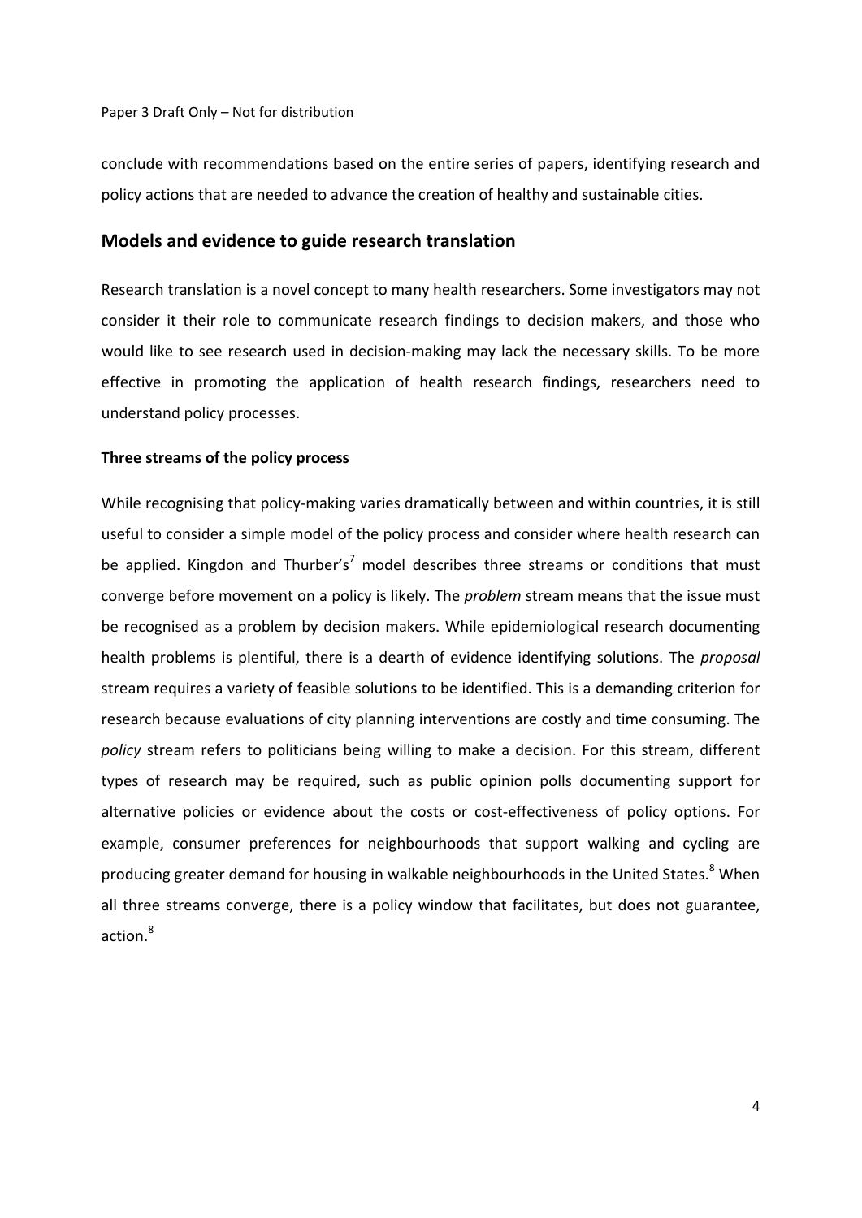conclude with recommendations based on the entire series of papers, identifying research and policy actions that are needed to advance the creation of healthy and sustainable cities.

## Models and evidence to guide research translation

Research translation is a novel concept to many health researchers. Some investigators may not consider it their role to communicate research findings to decision makers, and those who would like to see research used in decision-making may lack the necessary skills. To be more effective in promoting the application of health research findings, researchers need to understand policy processes.

### Three streams of the policy process

While recognising that policy-making varies dramatically between and within countries, it is still useful to consider a simple model of the policy process and consider where health research can be applied. Kingdon and Thurber's[7] model describes three streams or conditions that must converge before movement on a policy is likely. The *problem* stream means that the issue must be recognised as a problem by decision makers. While epidemiological research documenting health problems is plentiful, there is a dearth of evidence identifying solutions. The *proposal* stream requires a variety of feasible solutions to be identified. This is a demanding criterion for research because evaluations of city planning interventions are costly and time consuming. The *policy* stream refers to politicians being willing to make a decision. For this stream, different types of research may be required, such as public opinion polls documenting support for alternative policies or evidence about the costs or cost-effectiveness of policy options. For example, consumer preferences for neighbourhoods that support walking and cycling are producing greater demand for housing in walkable neighbourhoods in the United States.[8] When all three streams converge, there is a policy window that facilitates, but does not guarantee, action.[8]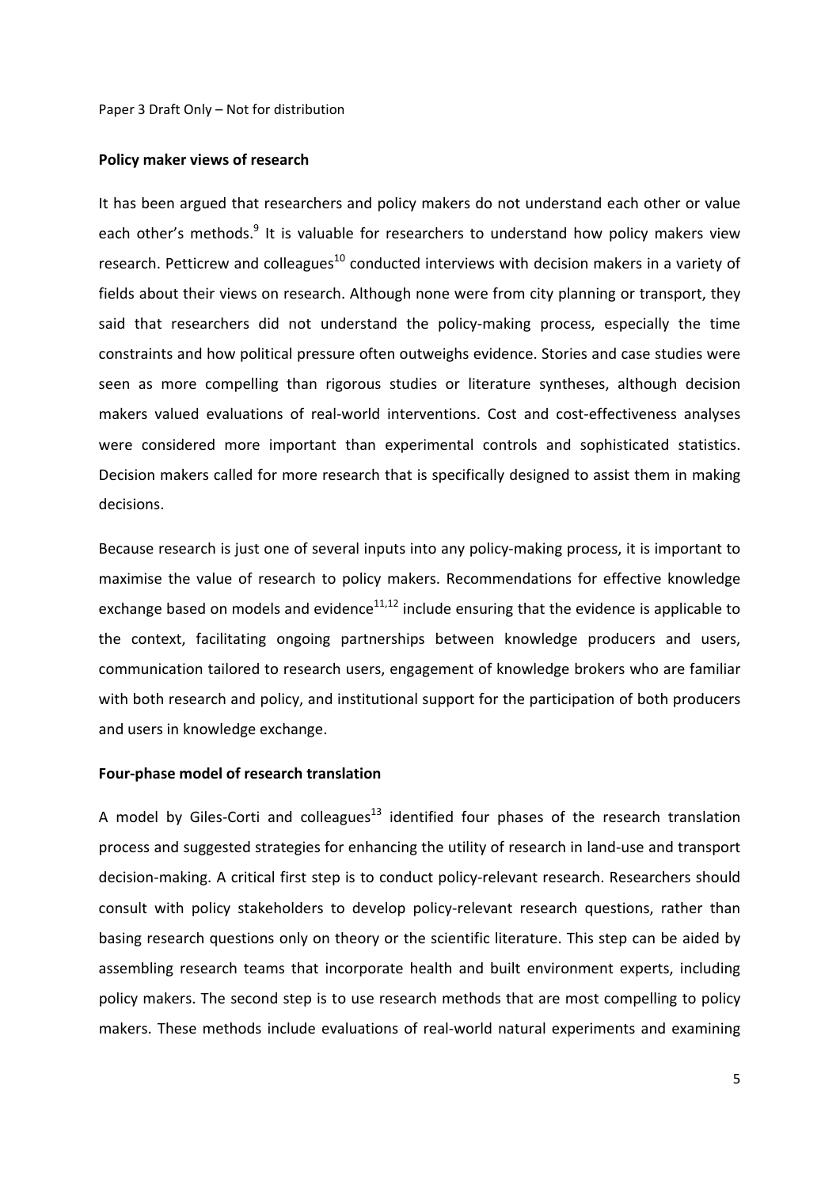## Policy maker views of research

It has been argued that researchers and policy makers do not understand each other or value each other's methods.[9] It is valuable for researchers to understand how policy makers view research. Petticrew and colleagues[10] conducted interviews with decision makers in a variety of fields about their views on research. Although none were from city planning or transport, they said that researchers did not understand the policy-making process, especially the time constraints and how political pressure often outweighs evidence. Stories and case studies were seen as more compelling than rigorous studies or literature syntheses, although decision makers valued evaluations of real-world interventions. Cost and cost-effectiveness analyses were considered more important than experimental controls and sophisticated statistics. Decision makers called for more research that is specifically designed to assist them in making decisions.

Because research is just one of several inputs into any policy-making process, it is important to maximise the value of research to policy makers. Recommendations for effective knowledge exchange based on models and evidence[11,12] include ensuring that the evidence is applicable to the context, facilitating ongoing partnerships between knowledge producers and users, communication tailored to research users, engagement of knowledge brokers who are familiar with both research and policy, and institutional support for the participation of both producers and users in knowledge exchange.

## Four-phase model of research translation

A model by Giles-Corti and colleagues[13] identified four phases of the research translation process and suggested strategies for enhancing the utility of research in land-use and transport decision-making. A critical first step is to conduct policy-relevant research. Researchers should consult with policy stakeholders to develop policy-relevant research questions, rather than basing research questions only on theory or the scientific literature. This step can be aided by assembling research teams that incorporate health and built environment experts, including policy makers. The second step is to use research methods that are most compelling to policy makers. These methods include evaluations of real-world natural experiments and examining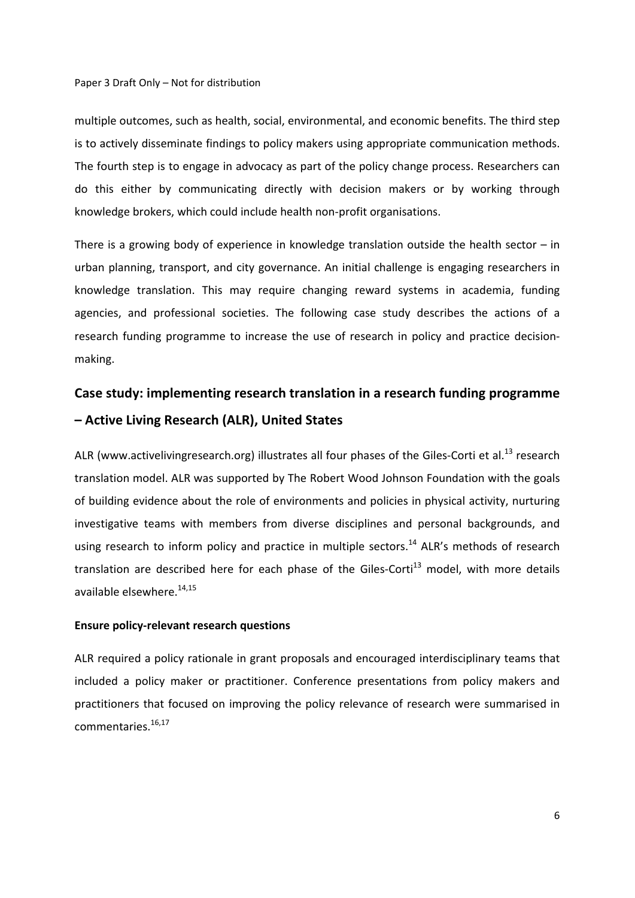multiple outcomes, such as health, social, environmental, and economic benefits. The third step is to actively disseminate findings to policy makers using appropriate communication methods. The fourth step is to engage in advocacy as part of the policy change process. Researchers can do this either by communicating directly with decision makers or by working through knowledge brokers, which could include health non-profit organisations.

There is a growing body of experience in knowledge translation outside the health sector – in urban planning, transport, and city governance. An initial challenge is engaging researchers in knowledge translation. This may require changing reward systems in academia, funding agencies, and professional societies. The following case study describes the actions of a research funding programme to increase the use of research in policy and practice decision-making.

## Case study: implementing research translation in a research funding programme – Active Living Research (ALR), United States

ALR (www.activelivingresearch.org) illustrates all four phases of the Giles-Corti et al.[13] research translation model. ALR was supported by The Robert Wood Johnson Foundation with the goals of building evidence about the role of environments and policies in physical activity, nurturing investigative teams with members from diverse disciplines and personal backgrounds, and using research to inform policy and practice in multiple sectors.[14] ALR's methods of research translation are described here for each phase of the Giles-Corti[13] model, with more details available elsewhere.[14,15]

### Ensure policy-relevant research questions

ALR required a policy rationale in grant proposals and encouraged interdisciplinary teams that included a policy maker or practitioner. Conference presentations from policy makers and practitioners that focused on improving the policy relevance of research were summarised in commentaries.[16,17]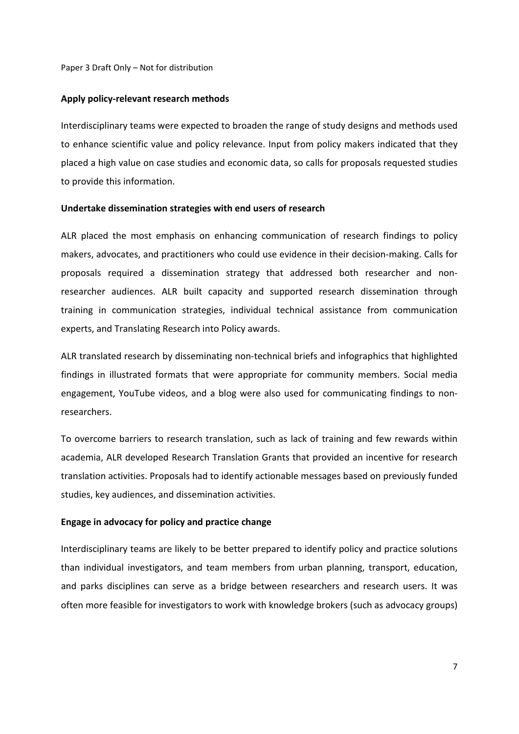**Apply policy-relevant research methods**

Interdisciplinary teams were expected to broaden the range of study designs and methods used to enhance scientific value and policy relevance. Input from policy makers indicated that they placed a high value on case studies and economic data, so calls for proposals requested studies to provide this information.

**Undertake dissemination strategies with end users of research**

ALR placed the most emphasis on enhancing communication of research findings to policy makers, advocates, and practitioners who could use evidence in their decision-making. Calls for proposals required a dissemination strategy that addressed both researcher and non-researcher audiences. ALR built capacity and supported research dissemination through training in communication strategies, individual technical assistance from communication experts, and Translating Research into Policy awards.

ALR translated research by disseminating non-technical briefs and infographics that highlighted findings in illustrated formats that were appropriate for community members. Social media engagement, YouTube videos, and a blog were also used for communicating findings to non-researchers.

To overcome barriers to research translation, such as lack of training and few rewards within academia, ALR developed Research Translation Grants that provided an incentive for research translation activities. Proposals had to identify actionable messages based on previously funded studies, key audiences, and dissemination activities.

**Engage in advocacy for policy and practice change**

Interdisciplinary teams are likely to be better prepared to identify policy and practice solutions than individual investigators, and team members from urban planning, transport, education, and parks disciplines can serve as a bridge between researchers and research users. It was often more feasible for investigators to work with knowledge brokers (such as advocacy groups)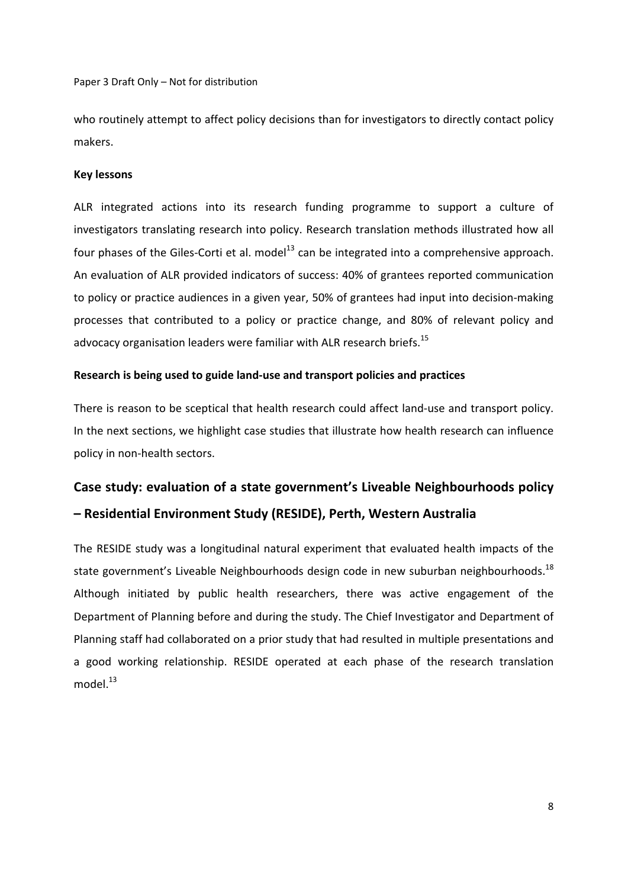who routinely attempt to affect policy decisions than for investigators to directly contact policy makers.

**Key lessons**

ALR integrated actions into its research funding programme to support a culture of investigators translating research into policy. Research translation methods illustrated how all four phases of the Giles-Corti et al. model[13] can be integrated into a comprehensive approach. An evaluation of ALR provided indicators of success: 40% of grantees reported communication to policy or practice audiences in a given year, 50% of grantees had input into decision-making processes that contributed to a policy or practice change, and 80% of relevant policy and advocacy organisation leaders were familiar with ALR research briefs.[15]

**Research is being used to guide land-use and transport policies and practices**

There is reason to be sceptical that health research could affect land-use and transport policy. In the next sections, we highlight case studies that illustrate how health research can influence policy in non-health sectors.

## Case study: evaluation of a state government's Liveable Neighbourhoods policy – Residential Environment Study (RESIDE), Perth, Western Australia

The RESIDE study was a longitudinal natural experiment that evaluated health impacts of the state government's Liveable Neighbourhoods design code in new suburban neighbourhoods.[18] Although initiated by public health researchers, there was active engagement of the Department of Planning before and during the study. The Chief Investigator and Department of Planning staff had collaborated on a prior study that had resulted in multiple presentations and a good working relationship. RESIDE operated at each phase of the research translation model.[13]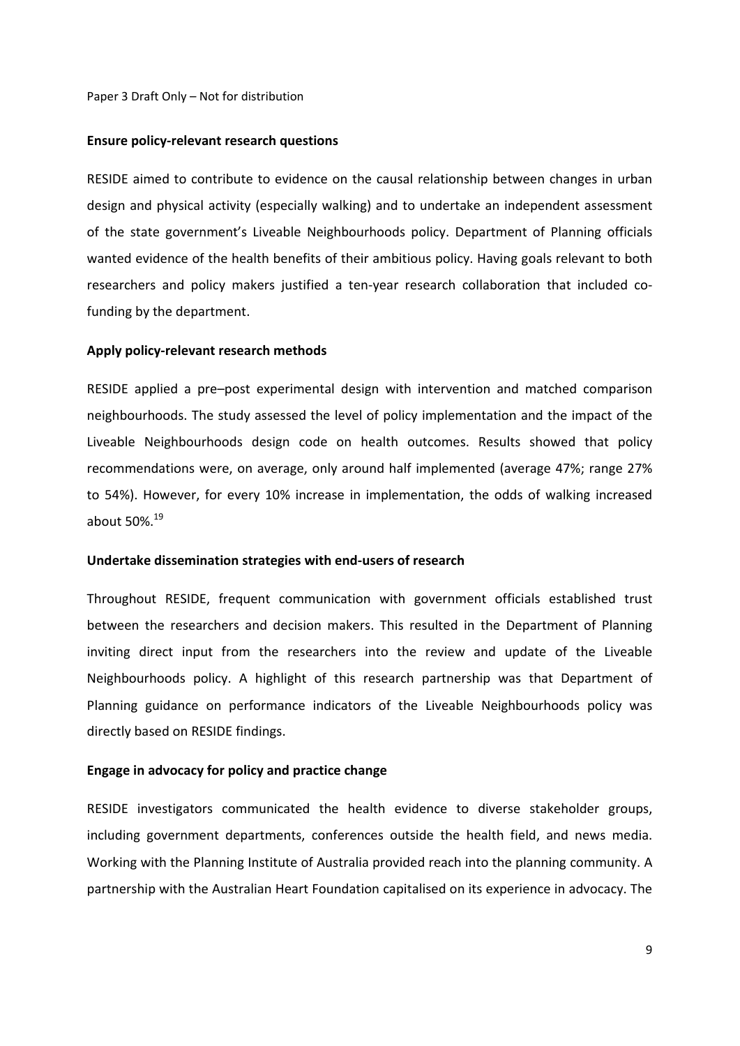**Ensure policy-relevant research questions**

RESIDE aimed to contribute to evidence on the causal relationship between changes in urban design and physical activity (especially walking) and to undertake an independent assessment of the state government's Liveable Neighbourhoods policy. Department of Planning officials wanted evidence of the health benefits of their ambitious policy. Having goals relevant to both researchers and policy makers justified a ten-year research collaboration that included co-funding by the department.

**Apply policy-relevant research methods**

RESIDE applied a pre–post experimental design with intervention and matched comparison neighbourhoods. The study assessed the level of policy implementation and the impact of the Liveable Neighbourhoods design code on health outcomes. Results showed that policy recommendations were, on average, only around half implemented (average 47%; range 27% to 54%). However, for every 10% increase in implementation, the odds of walking increased about 50%.[19]

**Undertake dissemination strategies with end-users of research**

Throughout RESIDE, frequent communication with government officials established trust between the researchers and decision makers. This resulted in the Department of Planning inviting direct input from the researchers into the review and update of the Liveable Neighbourhoods policy. A highlight of this research partnership was that Department of Planning guidance on performance indicators of the Liveable Neighbourhoods policy was directly based on RESIDE findings.

**Engage in advocacy for policy and practice change**

RESIDE investigators communicated the health evidence to diverse stakeholder groups, including government departments, conferences outside the health field, and news media. Working with the Planning Institute of Australia provided reach into the planning community. A partnership with the Australian Heart Foundation capitalised on its experience in advocacy. The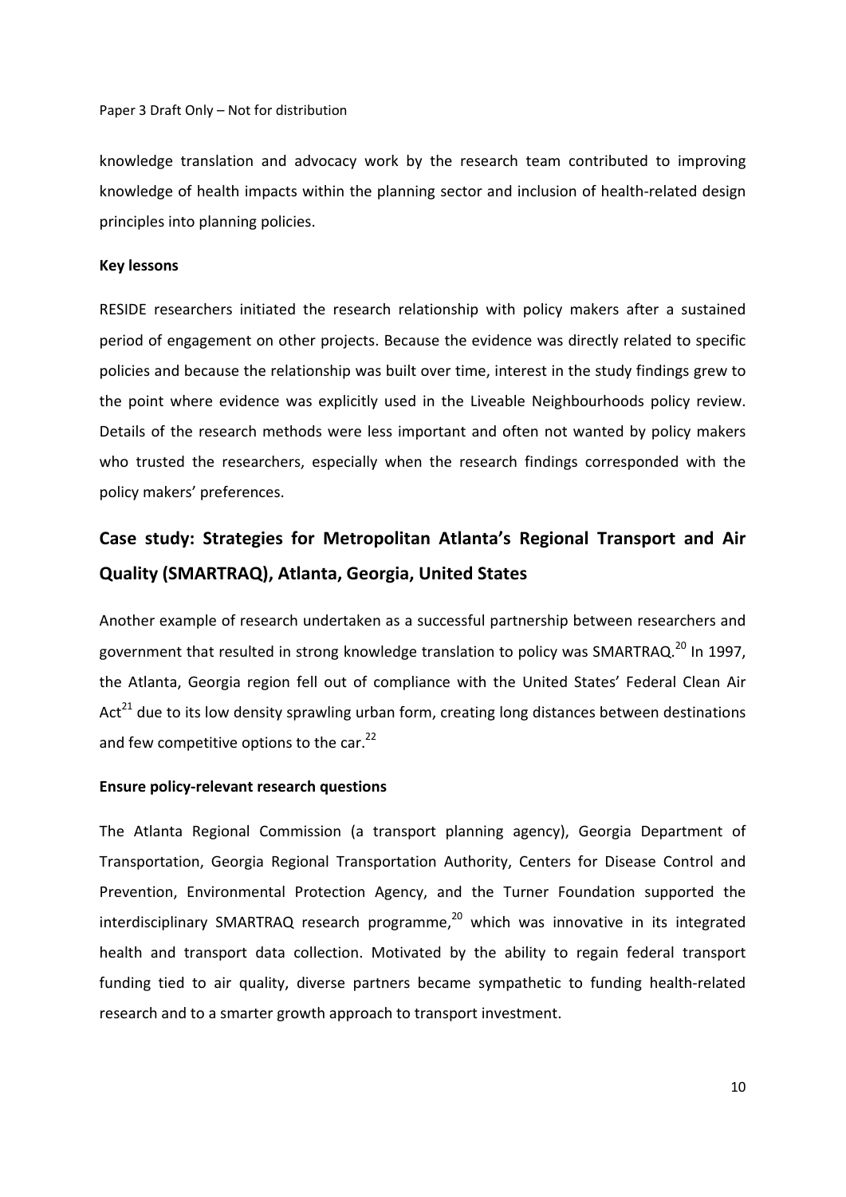knowledge translation and advocacy work by the research team contributed to improving knowledge of health impacts within the planning sector and inclusion of health-related design principles into planning policies.

**Key lessons**

RESIDE researchers initiated the research relationship with policy makers after a sustained period of engagement on other projects. Because the evidence was directly related to specific policies and because the relationship was built over time, interest in the study findings grew to the point where evidence was explicitly used in the Liveable Neighbourhoods policy review. Details of the research methods were less important and often not wanted by policy makers who trusted the researchers, especially when the research findings corresponded with the policy makers' preferences.

## Case study: Strategies for Metropolitan Atlanta's Regional Transport and Air Quality (SMARTRAQ), Atlanta, Georgia, United States

Another example of research undertaken as a successful partnership between researchers and government that resulted in strong knowledge translation to policy was SMARTRAQ.[20] In 1997, the Atlanta, Georgia region fell out of compliance with the United States' Federal Clean Air Act[21] due to its low density sprawling urban form, creating long distances between destinations and few competitive options to the car.[22]

**Ensure policy-relevant research questions**

The Atlanta Regional Commission (a transport planning agency), Georgia Department of Transportation, Georgia Regional Transportation Authority, Centers for Disease Control and Prevention, Environmental Protection Agency, and the Turner Foundation supported the interdisciplinary SMARTRAQ research programme,[20] which was innovative in its integrated health and transport data collection. Motivated by the ability to regain federal transport funding tied to air quality, diverse partners became sympathetic to funding health-related research and to a smarter growth approach to transport investment.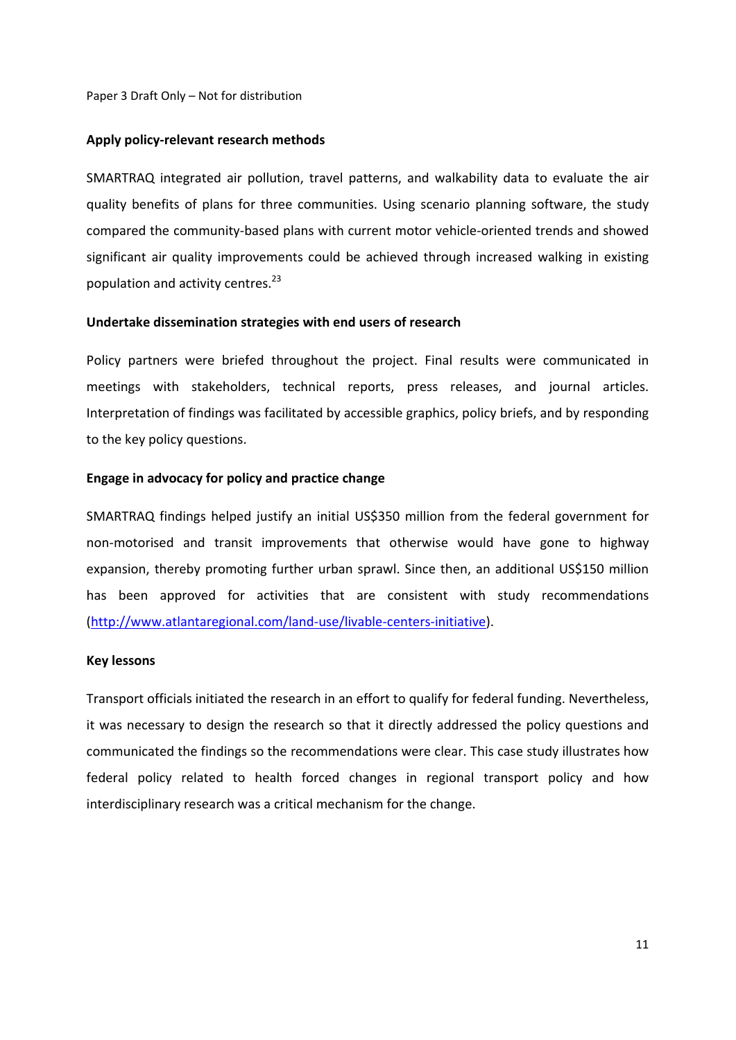**Apply policy-relevant research methods**

SMARTRAQ integrated air pollution, travel patterns, and walkability data to evaluate the air quality benefits of plans for three communities. Using scenario planning software, the study compared the community-based plans with current motor vehicle-oriented trends and showed significant air quality improvements could be achieved through increased walking in existing population and activity centres.[23]

**Undertake dissemination strategies with end users of research**

Policy partners were briefed throughout the project. Final results were communicated in meetings with stakeholders, technical reports, press releases, and journal articles. Interpretation of findings was facilitated by accessible graphics, policy briefs, and by responding to the key policy questions.

**Engage in advocacy for policy and practice change**

SMARTRAQ findings helped justify an initial US$350 million from the federal government for non-motorised and transit improvements that otherwise would have gone to highway expansion, thereby promoting further urban sprawl. Since then, an additional US$150 million has been approved for activities that are consistent with study recommendations (http://www.atlantaregional.com/land-use/livable-centers-initiative).

**Key lessons**

Transport officials initiated the research in an effort to qualify for federal funding. Nevertheless, it was necessary to design the research so that it directly addressed the policy questions and communicated the findings so the recommendations were clear. This case study illustrates how federal policy related to health forced changes in regional transport policy and how interdisciplinary research was a critical mechanism for the change.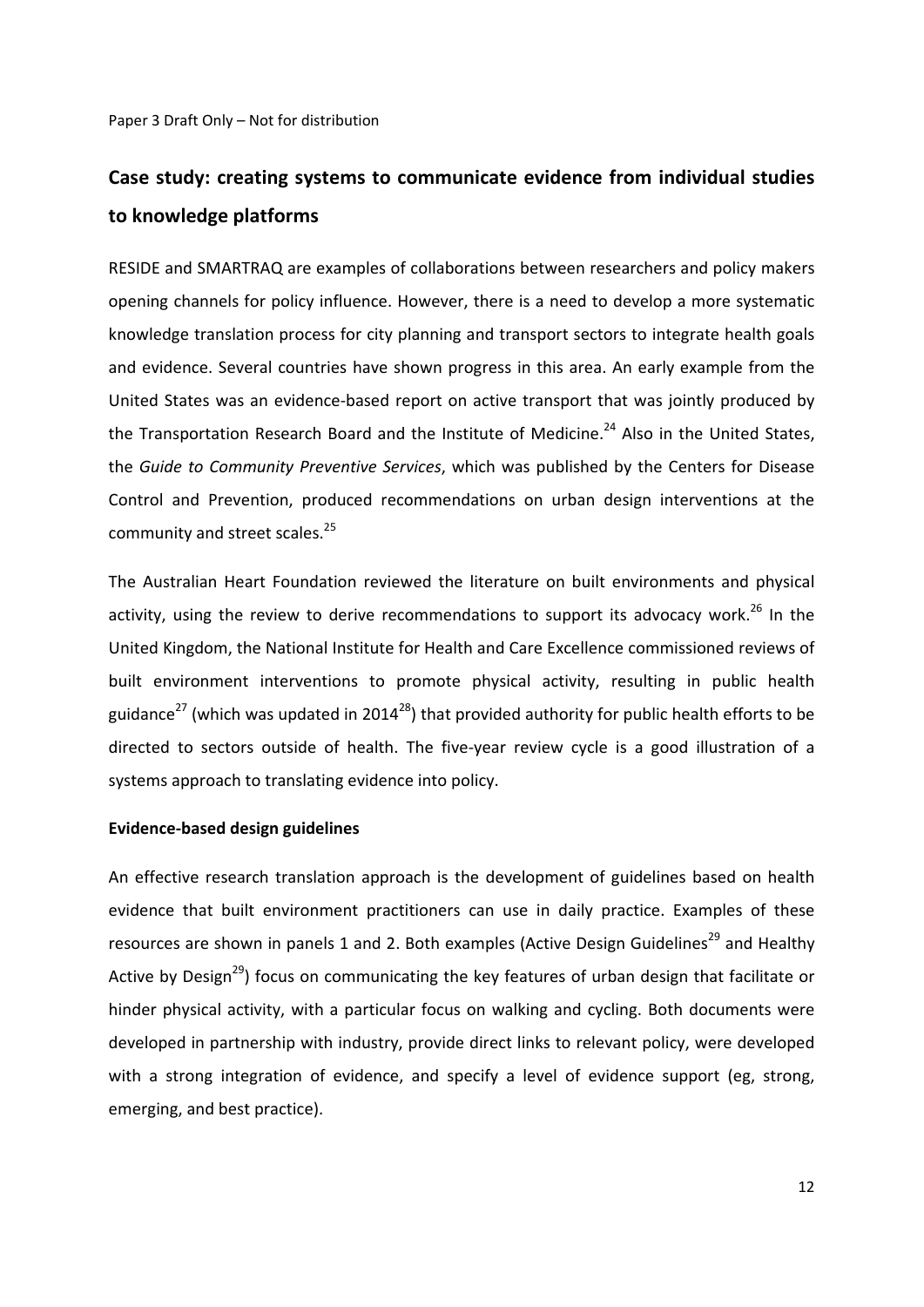## Case study: creating systems to communicate evidence from individual studies to knowledge platforms

RESIDE and SMARTRAQ are examples of collaborations between researchers and policy makers opening channels for policy influence. However, there is a need to develop a more systematic knowledge translation process for city planning and transport sectors to integrate health goals and evidence. Several countries have shown progress in this area. An early example from the United States was an evidence-based report on active transport that was jointly produced by the Transportation Research Board and the Institute of Medicine.[24] Also in the United States, the *Guide to Community Preventive Services*, which was published by the Centers for Disease Control and Prevention, produced recommendations on urban design interventions at the community and street scales.[25]

The Australian Heart Foundation reviewed the literature on built environments and physical activity, using the review to derive recommendations to support its advocacy work.[26] In the United Kingdom, the National Institute for Health and Care Excellence commissioned reviews of built environment interventions to promote physical activity, resulting in public health guidance[27] (which was updated in 2014[28]) that provided authority for public health efforts to be directed to sectors outside of health. The five-year review cycle is a good illustration of a systems approach to translating evidence into policy.

### Evidence-based design guidelines

An effective research translation approach is the development of guidelines based on health evidence that built environment practitioners can use in daily practice. Examples of these resources are shown in panels 1 and 2. Both examples (Active Design Guidelines[29] and Healthy Active by Design[29]) focus on communicating the key features of urban design that facilitate or hinder physical activity, with a particular focus on walking and cycling. Both documents were developed in partnership with industry, provide direct links to relevant policy, were developed with a strong integration of evidence, and specify a level of evidence support (eg, strong, emerging, and best practice).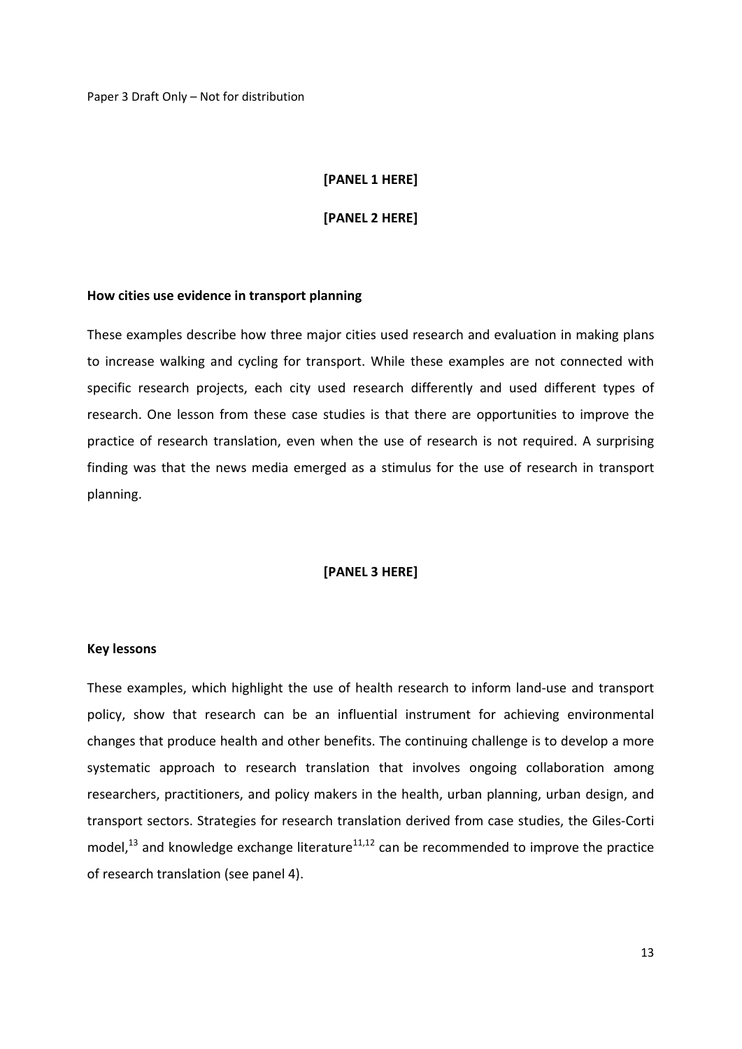**[PANEL 1 HERE]**

**[PANEL 2 HERE]**

**How cities use evidence in transport planning**

These examples describe how three major cities used research and evaluation in making plans to increase walking and cycling for transport. While these examples are not connected with specific research projects, each city used research differently and used different types of research. One lesson from these case studies is that there are opportunities to improve the practice of research translation, even when the use of research is not required. A surprising finding was that the news media emerged as a stimulus for the use of research in transport planning.

**[PANEL 3 HERE]**

**Key lessons**

These examples, which highlight the use of health research to inform land-use and transport policy, show that research can be an influential instrument for achieving environmental changes that produce health and other benefits. The continuing challenge is to develop a more systematic approach to research translation that involves ongoing collaboration among researchers, practitioners, and policy makers in the health, urban planning, urban design, and transport sectors. Strategies for research translation derived from case studies, the Giles-Corti model,[13] and knowledge exchange literature[11,12] can be recommended to improve the practice of research translation (see panel 4).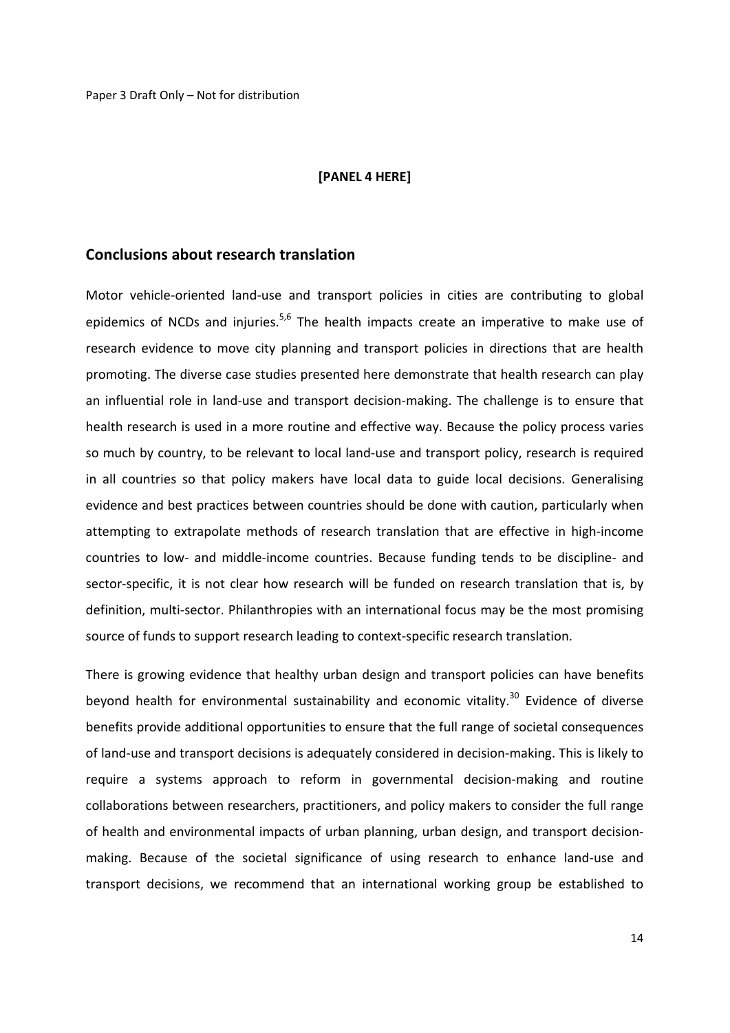**[PANEL 4 HERE]**

## Conclusions about research translation

Motor vehicle-oriented land-use and transport policies in cities are contributing to global epidemics of NCDs and injuries.[5,6] The health impacts create an imperative to make use of research evidence to move city planning and transport policies in directions that are health promoting. The diverse case studies presented here demonstrate that health research can play an influential role in land-use and transport decision-making. The challenge is to ensure that health research is used in a more routine and effective way. Because the policy process varies so much by country, to be relevant to local land-use and transport policy, research is required in all countries so that policy makers have local data to guide local decisions. Generalising evidence and best practices between countries should be done with caution, particularly when attempting to extrapolate methods of research translation that are effective in high-income countries to low- and middle-income countries. Because funding tends to be discipline- and sector-specific, it is not clear how research will be funded on research translation that is, by definition, multi-sector. Philanthropies with an international focus may be the most promising source of funds to support research leading to context-specific research translation.

There is growing evidence that healthy urban design and transport policies can have benefits beyond health for environmental sustainability and economic vitality.[30] Evidence of diverse benefits provide additional opportunities to ensure that the full range of societal consequences of land-use and transport decisions is adequately considered in decision-making. This is likely to require a systems approach to reform in governmental decision-making and routine collaborations between researchers, practitioners, and policy makers to consider the full range of health and environmental impacts of urban planning, urban design, and transport decision-making. Because of the societal significance of using research to enhance land-use and transport decisions, we recommend that an international working group be established to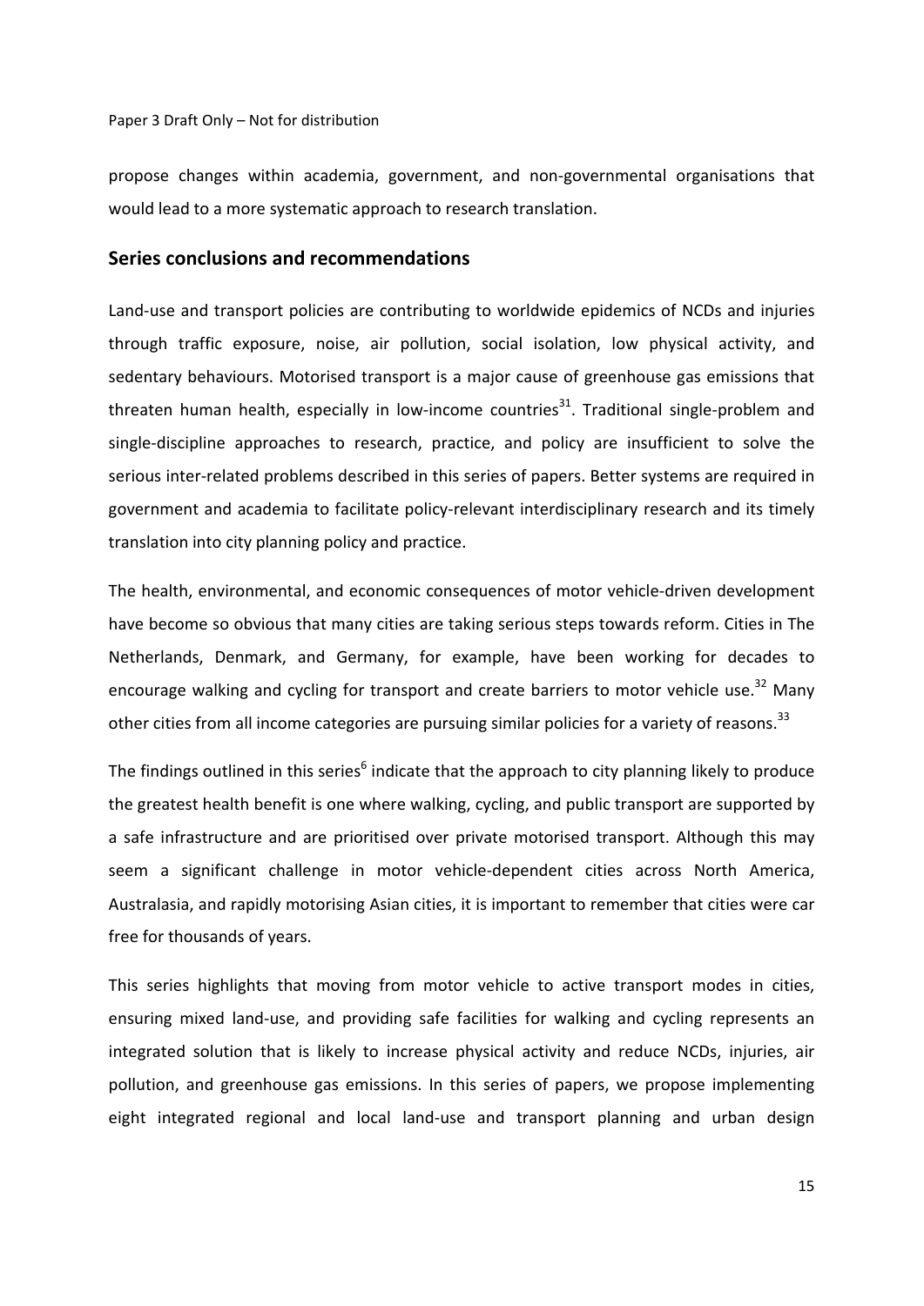propose changes within academia, government, and non-governmental organisations that would lead to a more systematic approach to research translation.

## Series conclusions and recommendations

Land-use and transport policies are contributing to worldwide epidemics of NCDs and injuries through traffic exposure, noise, air pollution, social isolation, low physical activity, and sedentary behaviours. Motorised transport is a major cause of greenhouse gas emissions that threaten human health, especially in low-income countries[31]. Traditional single-problem and single-discipline approaches to research, practice, and policy are insufficient to solve the serious inter-related problems described in this series of papers. Better systems are required in government and academia to facilitate policy-relevant interdisciplinary research and its timely translation into city planning policy and practice.

The health, environmental, and economic consequences of motor vehicle-driven development have become so obvious that many cities are taking serious steps towards reform. Cities in The Netherlands, Denmark, and Germany, for example, have been working for decades to encourage walking and cycling for transport and create barriers to motor vehicle use.[32] Many other cities from all income categories are pursuing similar policies for a variety of reasons.[33]

The findings outlined in this series[6] indicate that the approach to city planning likely to produce the greatest health benefit is one where walking, cycling, and public transport are supported by a safe infrastructure and are prioritised over private motorised transport. Although this may seem a significant challenge in motor vehicle-dependent cities across North America, Australasia, and rapidly motorising Asian cities, it is important to remember that cities were car free for thousands of years.

This series highlights that moving from motor vehicle to active transport modes in cities, ensuring mixed land-use, and providing safe facilities for walking and cycling represents an integrated solution that is likely to increase physical activity and reduce NCDs, injuries, air pollution, and greenhouse gas emissions. In this series of papers, we propose implementing eight integrated regional and local land-use and transport planning and urban design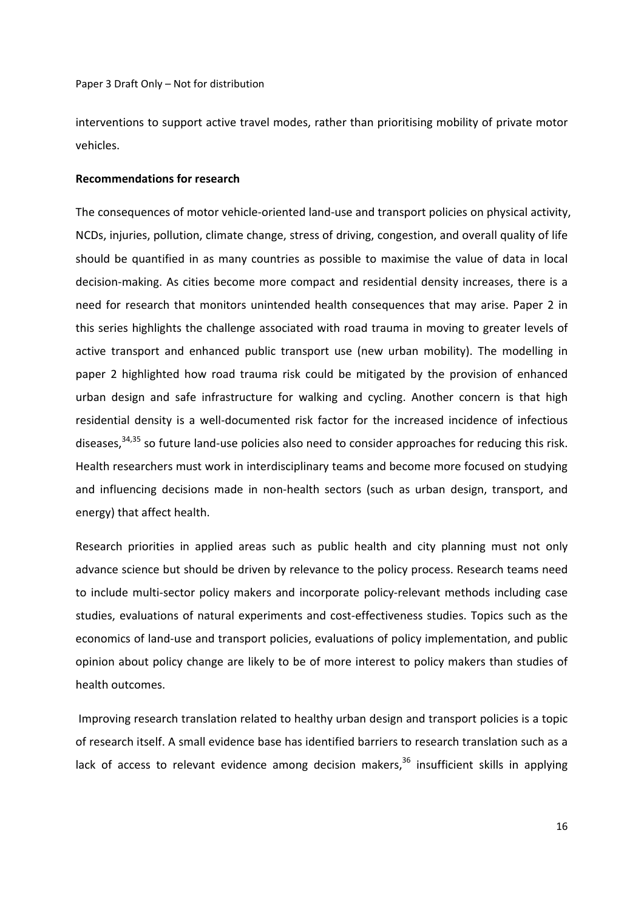interventions to support active travel modes, rather than prioritising mobility of private motor vehicles.

**Recommendations for research**

The consequences of motor vehicle-oriented land-use and transport policies on physical activity, NCDs, injuries, pollution, climate change, stress of driving, congestion, and overall quality of life should be quantified in as many countries as possible to maximise the value of data in local decision-making. As cities become more compact and residential density increases, there is a need for research that monitors unintended health consequences that may arise. Paper 2 in this series highlights the challenge associated with road trauma in moving to greater levels of active transport and enhanced public transport use (new urban mobility). The modelling in paper 2 highlighted how road trauma risk could be mitigated by the provision of enhanced urban design and safe infrastructure for walking and cycling. Another concern is that high residential density is a well-documented risk factor for the increased incidence of infectious diseases,[34,35] so future land-use policies also need to consider approaches for reducing this risk. Health researchers must work in interdisciplinary teams and become more focused on studying and influencing decisions made in non-health sectors (such as urban design, transport, and energy) that affect health.

Research priorities in applied areas such as public health and city planning must not only advance science but should be driven by relevance to the policy process. Research teams need to include multi-sector policy makers and incorporate policy-relevant methods including case studies, evaluations of natural experiments and cost-effectiveness studies. Topics such as the economics of land-use and transport policies, evaluations of policy implementation, and public opinion about policy change are likely to be of more interest to policy makers than studies of health outcomes.

Improving research translation related to healthy urban design and transport policies is a topic of research itself. A small evidence base has identified barriers to research translation such as a lack of access to relevant evidence among decision makers,[36] insufficient skills in applying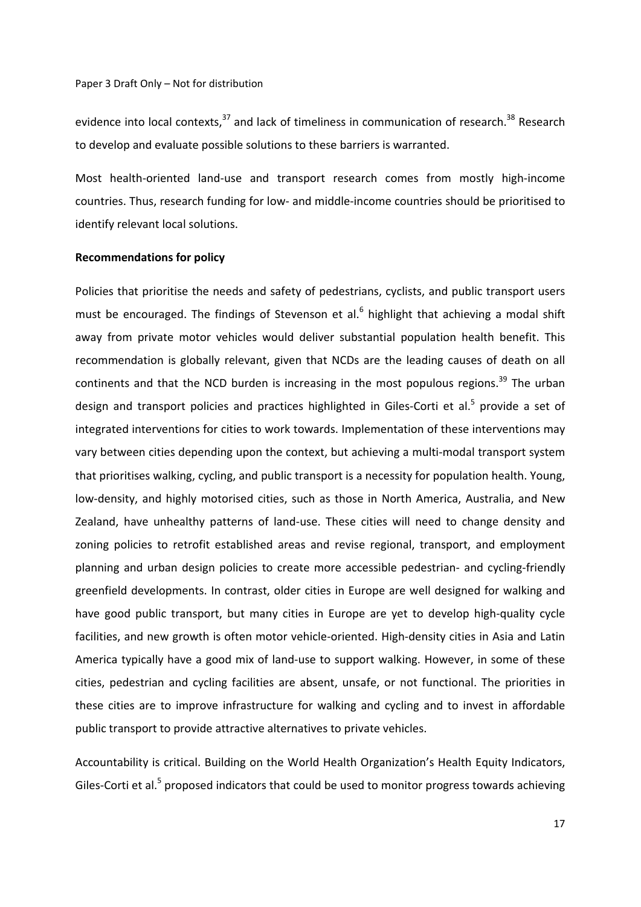evidence into local contexts,[37] and lack of timeliness in communication of research.[38] Research to develop and evaluate possible solutions to these barriers is warranted.

Most health-oriented land-use and transport research comes from mostly high-income countries. Thus, research funding for low- and middle-income countries should be prioritised to identify relevant local solutions.

**Recommendations for policy**

Policies that prioritise the needs and safety of pedestrians, cyclists, and public transport users must be encouraged. The findings of Stevenson et al.[6] highlight that achieving a modal shift away from private motor vehicles would deliver substantial population health benefit. This recommendation is globally relevant, given that NCDs are the leading causes of death on all continents and that the NCD burden is increasing in the most populous regions.[39] The urban design and transport policies and practices highlighted in Giles-Corti et al.[5] provide a set of integrated interventions for cities to work towards. Implementation of these interventions may vary between cities depending upon the context, but achieving a multi-modal transport system that prioritises walking, cycling, and public transport is a necessity for population health. Young, low-density, and highly motorised cities, such as those in North America, Australia, and New Zealand, have unhealthy patterns of land-use. These cities will need to change density and zoning policies to retrofit established areas and revise regional, transport, and employment planning and urban design policies to create more accessible pedestrian- and cycling-friendly greenfield developments. In contrast, older cities in Europe are well designed for walking and have good public transport, but many cities in Europe are yet to develop high-quality cycle facilities, and new growth is often motor vehicle-oriented. High-density cities in Asia and Latin America typically have a good mix of land-use to support walking. However, in some of these cities, pedestrian and cycling facilities are absent, unsafe, or not functional. The priorities in these cities are to improve infrastructure for walking and cycling and to invest in affordable public transport to provide attractive alternatives to private vehicles.

Accountability is critical. Building on the World Health Organization's Health Equity Indicators, Giles-Corti et al.[5] proposed indicators that could be used to monitor progress towards achieving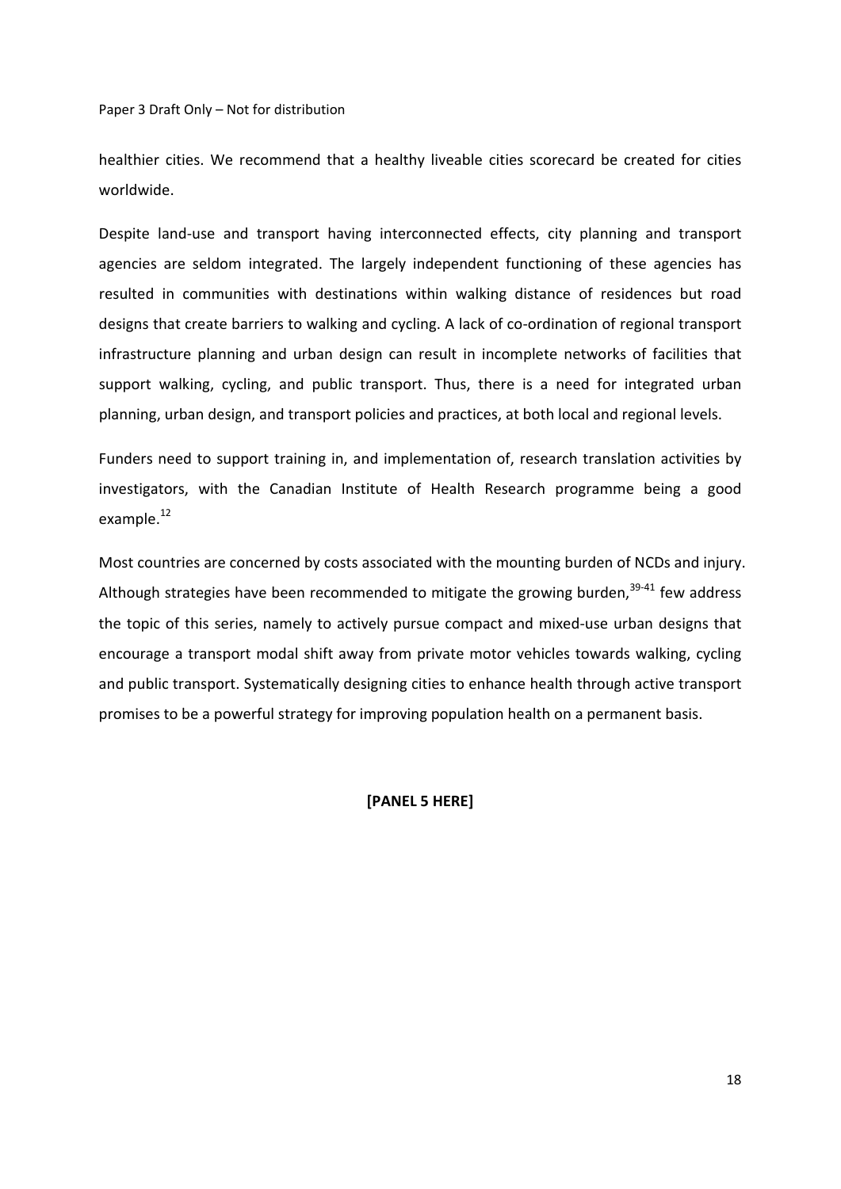healthier cities. We recommend that a healthy liveable cities scorecard be created for cities worldwide.

Despite land-use and transport having interconnected effects, city planning and transport agencies are seldom integrated. The largely independent functioning of these agencies has resulted in communities with destinations within walking distance of residences but road designs that create barriers to walking and cycling. A lack of co-ordination of regional transport infrastructure planning and urban design can result in incomplete networks of facilities that support walking, cycling, and public transport. Thus, there is a need for integrated urban planning, urban design, and transport policies and practices, at both local and regional levels.

Funders need to support training in, and implementation of, research translation activities by investigators, with the Canadian Institute of Health Research programme being a good example.[12]

Most countries are concerned by costs associated with the mounting burden of NCDs and injury. Although strategies have been recommended to mitigate the growing burden,[39-41] few address the topic of this series, namely to actively pursue compact and mixed-use urban designs that encourage a transport modal shift away from private motor vehicles towards walking, cycling and public transport. Systematically designing cities to enhance health through active transport promises to be a powerful strategy for improving population health on a permanent basis.

**[PANEL 5 HERE]**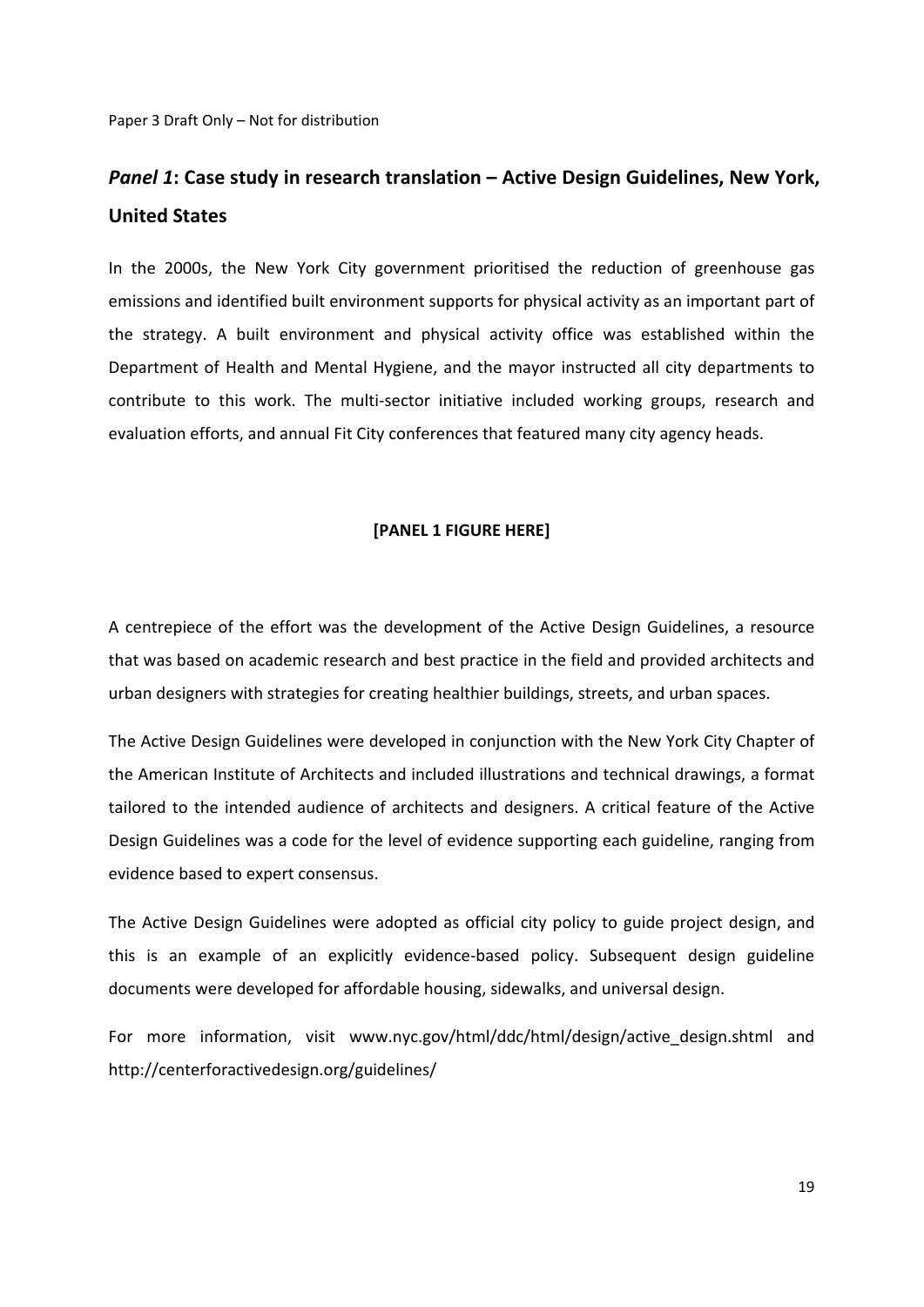## *Panel 1*: Case study in research translation – Active Design Guidelines, New York, United States

In the 2000s, the New York City government prioritised the reduction of greenhouse gas emissions and identified built environment supports for physical activity as an important part of the strategy. A built environment and physical activity office was established within the Department of Health and Mental Hygiene, and the mayor instructed all city departments to contribute to this work. The multi-sector initiative included working groups, research and evaluation efforts, and annual Fit City conferences that featured many city agency heads.

**[PANEL 1 FIGURE HERE]**

A centrepiece of the effort was the development of the Active Design Guidelines, a resource that was based on academic research and best practice in the field and provided architects and urban designers with strategies for creating healthier buildings, streets, and urban spaces.

The Active Design Guidelines were developed in conjunction with the New York City Chapter of the American Institute of Architects and included illustrations and technical drawings, a format tailored to the intended audience of architects and designers. A critical feature of the Active Design Guidelines was a code for the level of evidence supporting each guideline, ranging from evidence based to expert consensus.

The Active Design Guidelines were adopted as official city policy to guide project design, and this is an example of an explicitly evidence-based policy. Subsequent design guideline documents were developed for affordable housing, sidewalks, and universal design.

For more information, visit www.nyc.gov/html/ddc/html/design/active_design.shtml and http://centerforactivedesign.org/guidelines/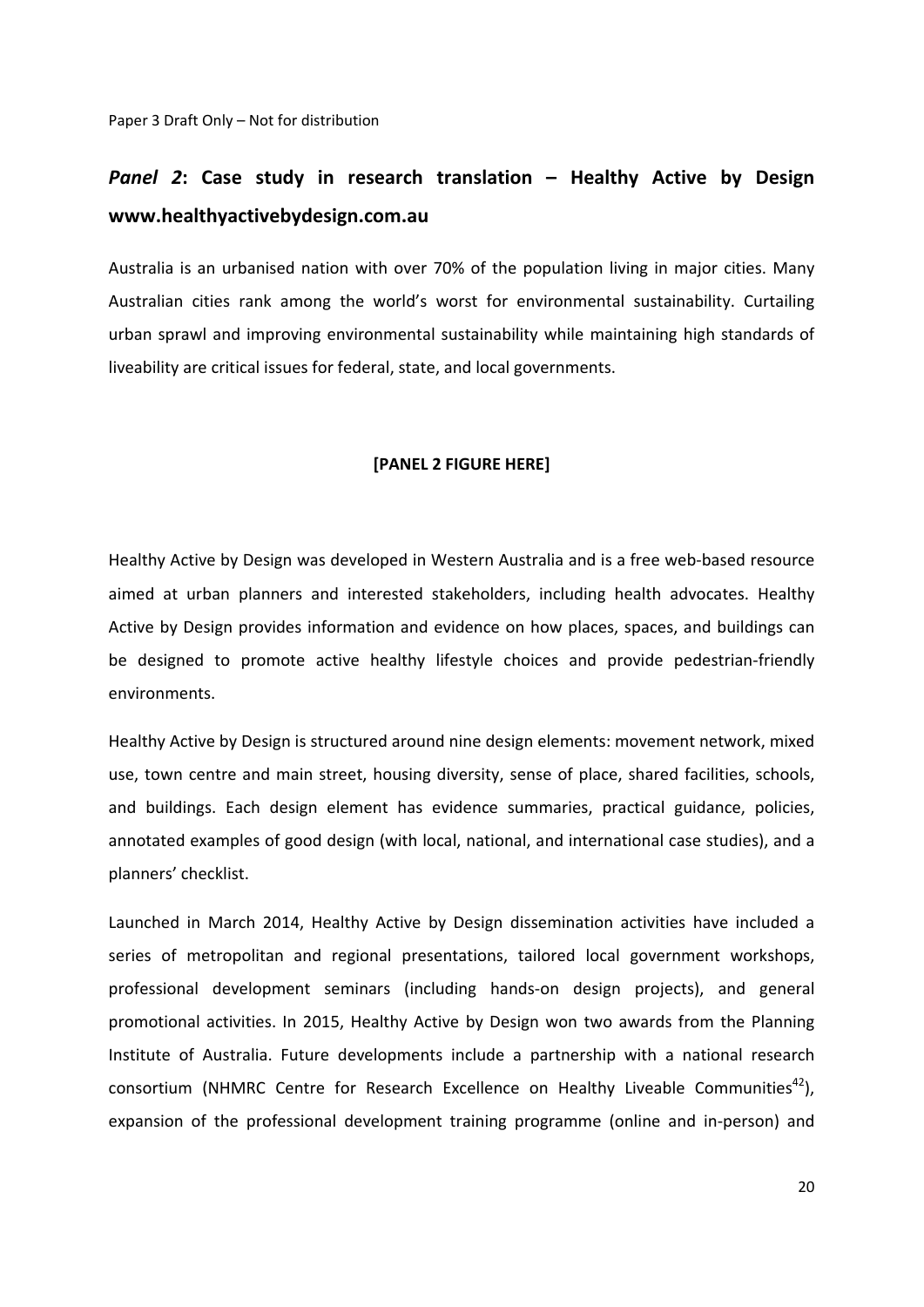## *Panel 2*: Case study in research translation – Healthy Active by Design www.healthyactivebydesign.com.au

Australia is an urbanised nation with over 70% of the population living in major cities. Many Australian cities rank among the world's worst for environmental sustainability. Curtailing urban sprawl and improving environmental sustainability while maintaining high standards of liveability are critical issues for federal, state, and local governments.

**[PANEL 2 FIGURE HERE]**

Healthy Active by Design was developed in Western Australia and is a free web-based resource aimed at urban planners and interested stakeholders, including health advocates. Healthy Active by Design provides information and evidence on how places, spaces, and buildings can be designed to promote active healthy lifestyle choices and provide pedestrian-friendly environments.

Healthy Active by Design is structured around nine design elements: movement network, mixed use, town centre and main street, housing diversity, sense of place, shared facilities, schools, and buildings. Each design element has evidence summaries, practical guidance, policies, annotated examples of good design (with local, national, and international case studies), and a planners' checklist.

Launched in March 2014, Healthy Active by Design dissemination activities have included a series of metropolitan and regional presentations, tailored local government workshops, professional development seminars (including hands-on design projects), and general promotional activities. In 2015, Healthy Active by Design won two awards from the Planning Institute of Australia. Future developments include a partnership with a national research consortium (NHMRC Centre for Research Excellence on Healthy Liveable Communities[42]), expansion of the professional development training programme (online and in-person) and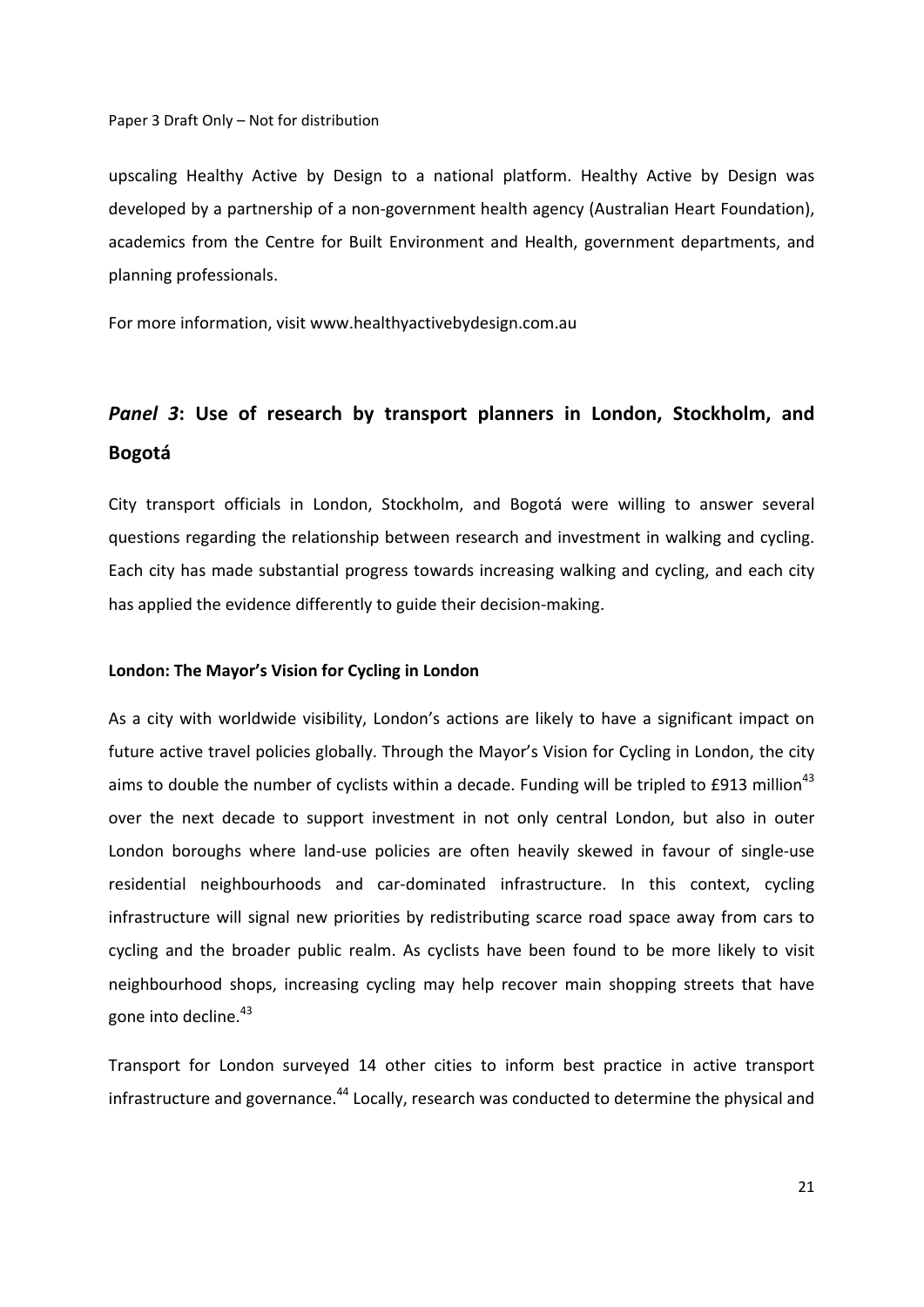upscaling Healthy Active by Design to a national platform. Healthy Active by Design was developed by a partnership of a non-government health agency (Australian Heart Foundation), academics from the Centre for Built Environment and Health, government departments, and planning professionals.

For more information, visit www.healthyactivebydesign.com.au

## *Panel 3*: Use of research by transport planners in London, Stockholm, and Bogotá

City transport officials in London, Stockholm, and Bogotá were willing to answer several questions regarding the relationship between research and investment in walking and cycling. Each city has made substantial progress towards increasing walking and cycling, and each city has applied the evidence differently to guide their decision-making.

### London: The Mayor's Vision for Cycling in London

As a city with worldwide visibility, London's actions are likely to have a significant impact on future active travel policies globally. Through the Mayor's Vision for Cycling in London, the city aims to double the number of cyclists within a decade. Funding will be tripled to £913 million[43] over the next decade to support investment in not only central London, but also in outer London boroughs where land-use policies are often heavily skewed in favour of single-use residential neighbourhoods and car-dominated infrastructure. In this context, cycling infrastructure will signal new priorities by redistributing scarce road space away from cars to cycling and the broader public realm. As cyclists have been found to be more likely to visit neighbourhood shops, increasing cycling may help recover main shopping streets that have gone into decline.[43]

Transport for London surveyed 14 other cities to inform best practice in active transport infrastructure and governance.[44] Locally, research was conducted to determine the physical and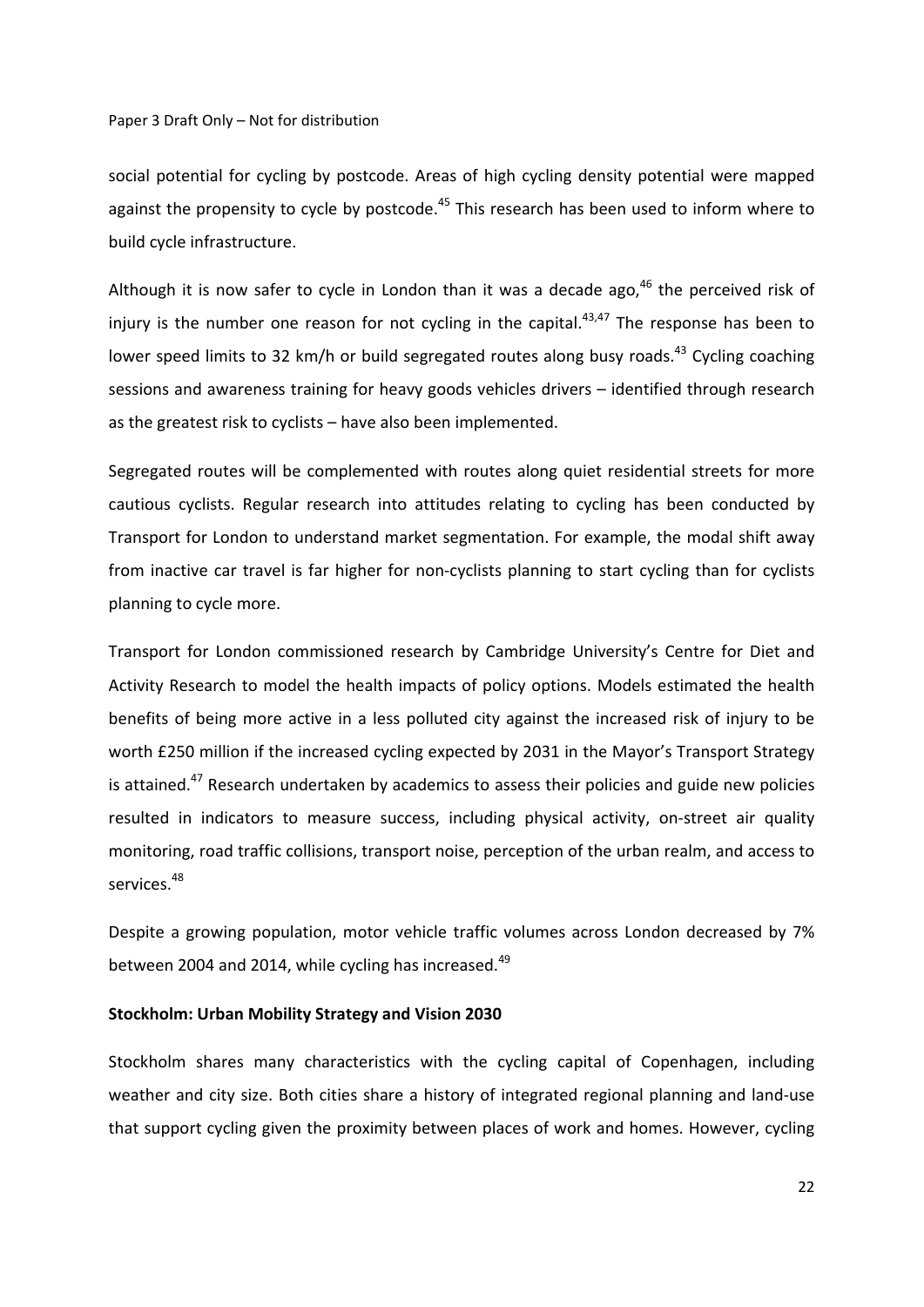social potential for cycling by postcode. Areas of high cycling density potential were mapped against the propensity to cycle by postcode.[45] This research has been used to inform where to build cycle infrastructure.

Although it is now safer to cycle in London than it was a decade ago,[46] the perceived risk of injury is the number one reason for not cycling in the capital.[43,47] The response has been to lower speed limits to 32 km/h or build segregated routes along busy roads.[43] Cycling coaching sessions and awareness training for heavy goods vehicles drivers – identified through research as the greatest risk to cyclists – have also been implemented.

Segregated routes will be complemented with routes along quiet residential streets for more cautious cyclists. Regular research into attitudes relating to cycling has been conducted by Transport for London to understand market segmentation. For example, the modal shift away from inactive car travel is far higher for non-cyclists planning to start cycling than for cyclists planning to cycle more.

Transport for London commissioned research by Cambridge University's Centre for Diet and Activity Research to model the health impacts of policy options. Models estimated the health benefits of being more active in a less polluted city against the increased risk of injury to be worth £250 million if the increased cycling expected by 2031 in the Mayor's Transport Strategy is attained.[47] Research undertaken by academics to assess their policies and guide new policies resulted in indicators to measure success, including physical activity, on-street air quality monitoring, road traffic collisions, transport noise, perception of the urban realm, and access to services.[48]

Despite a growing population, motor vehicle traffic volumes across London decreased by 7% between 2004 and 2014, while cycling has increased.[49]

**Stockholm: Urban Mobility Strategy and Vision 2030**

Stockholm shares many characteristics with the cycling capital of Copenhagen, including weather and city size. Both cities share a history of integrated regional planning and land-use that support cycling given the proximity between places of work and homes. However, cycling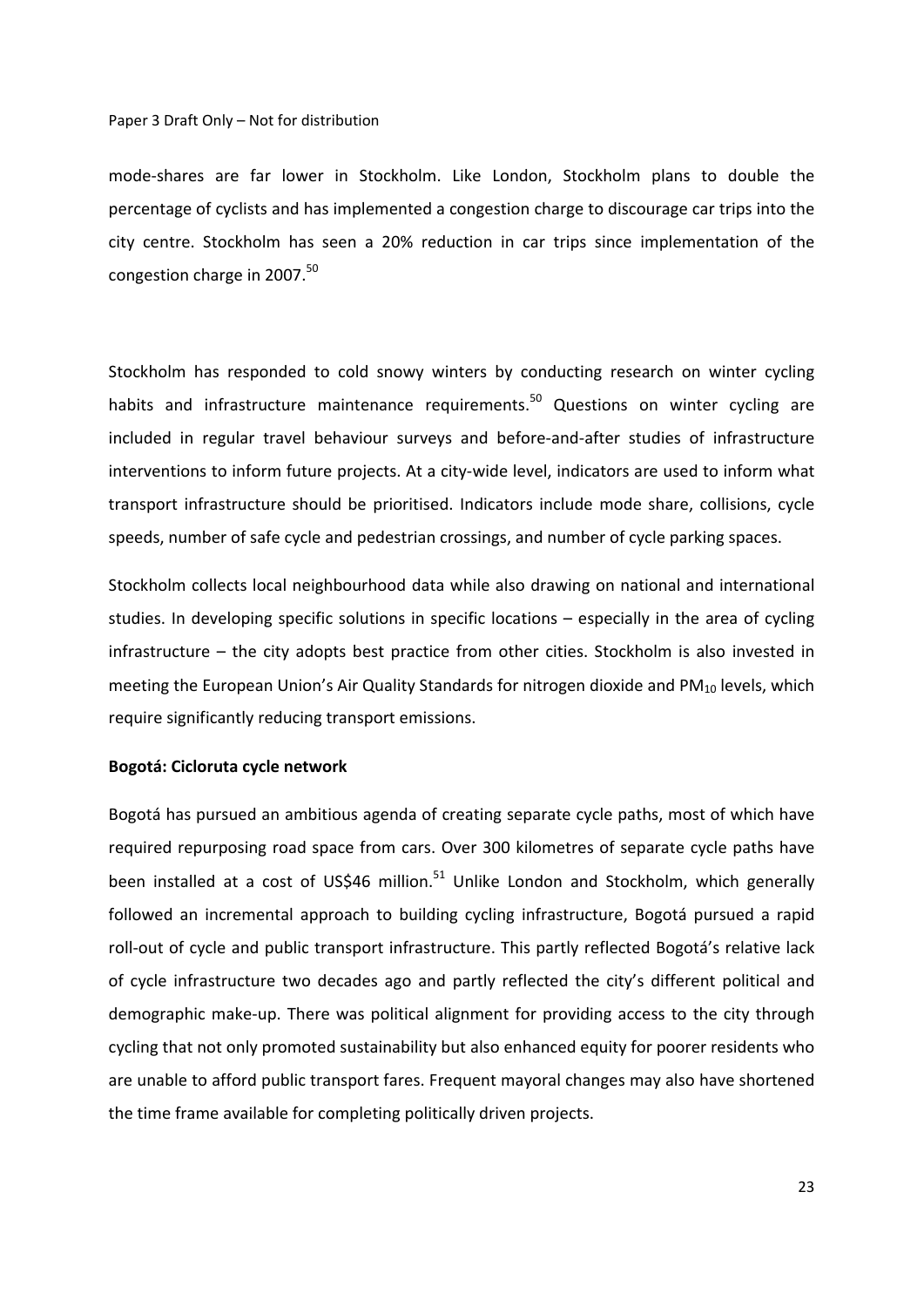mode-shares are far lower in Stockholm. Like London, Stockholm plans to double the percentage of cyclists and has implemented a congestion charge to discourage car trips into the city centre. Stockholm has seen a 20% reduction in car trips since implementation of the congestion charge in 2007.[50]

Stockholm has responded to cold snowy winters by conducting research on winter cycling habits and infrastructure maintenance requirements.[50] Questions on winter cycling are included in regular travel behaviour surveys and before-and-after studies of infrastructure interventions to inform future projects. At a city-wide level, indicators are used to inform what transport infrastructure should be prioritised. Indicators include mode share, collisions, cycle speeds, number of safe cycle and pedestrian crossings, and number of cycle parking spaces.

Stockholm collects local neighbourhood data while also drawing on national and international studies. In developing specific solutions in specific locations – especially in the area of cycling infrastructure – the city adopts best practice from other cities. Stockholm is also invested in meeting the European Union's Air Quality Standards for nitrogen dioxide and $PM_{10}$ levels, which require significantly reducing transport emissions.

**Bogotá: Cicloruta cycle network**

Bogotá has pursued an ambitious agenda of creating separate cycle paths, most of which have required repurposing road space from cars. Over 300 kilometres of separate cycle paths have been installed at a cost of US$46 million.[51] Unlike London and Stockholm, which generally followed an incremental approach to building cycling infrastructure, Bogotá pursued a rapid roll-out of cycle and public transport infrastructure. This partly reflected Bogotá's relative lack of cycle infrastructure two decades ago and partly reflected the city's different political and demographic make-up. There was political alignment for providing access to the city through cycling that not only promoted sustainability but also enhanced equity for poorer residents who are unable to afford public transport fares. Frequent mayoral changes may also have shortened the time frame available for completing politically driven projects.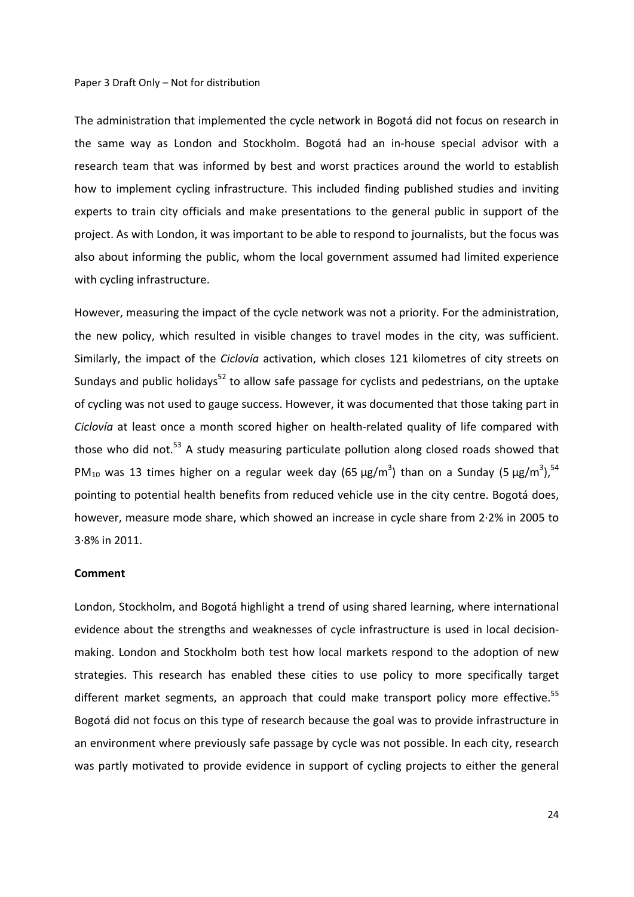The administration that implemented the cycle network in Bogotá did not focus on research in the same way as London and Stockholm. Bogotá had an in-house special advisor with a research team that was informed by best and worst practices around the world to establish how to implement cycling infrastructure. This included finding published studies and inviting experts to train city officials and make presentations to the general public in support of the project. As with London, it was important to be able to respond to journalists, but the focus was also about informing the public, whom the local government assumed had limited experience with cycling infrastructure.

However, measuring the impact of the cycle network was not a priority. For the administration, the new policy, which resulted in visible changes to travel modes in the city, was sufficient. Similarly, the impact of the *Ciclovía* activation, which closes 121 kilometres of city streets on Sundays and public holidays[52] to allow safe passage for cyclists and pedestrians, on the uptake of cycling was not used to gauge success. However, it was documented that those taking part in *Ciclovía* at least once a month scored higher on health-related quality of life compared with those who did not.[53] A study measuring particulate pollution along closed roads showed that $PM_{10}$ was 13 times higher on a regular week day (65 µg/$m^3$) than on a Sunday (5 µg/$m^3$),[54] pointing to potential health benefits from reduced vehicle use in the city centre. Bogotá does, however, measure mode share, which showed an increase in cycle share from 2·2% in 2005 to 3·8% in 2011.

**Comment**

London, Stockholm, and Bogotá highlight a trend of using shared learning, where international evidence about the strengths and weaknesses of cycle infrastructure is used in local decision-making. London and Stockholm both test how local markets respond to the adoption of new strategies. This research has enabled these cities to use policy to more specifically target different market segments, an approach that could make transport policy more effective.[55] Bogotá did not focus on this type of research because the goal was to provide infrastructure in an environment where previously safe passage by cycle was not possible. In each city, research was partly motivated to provide evidence in support of cycling projects to either the general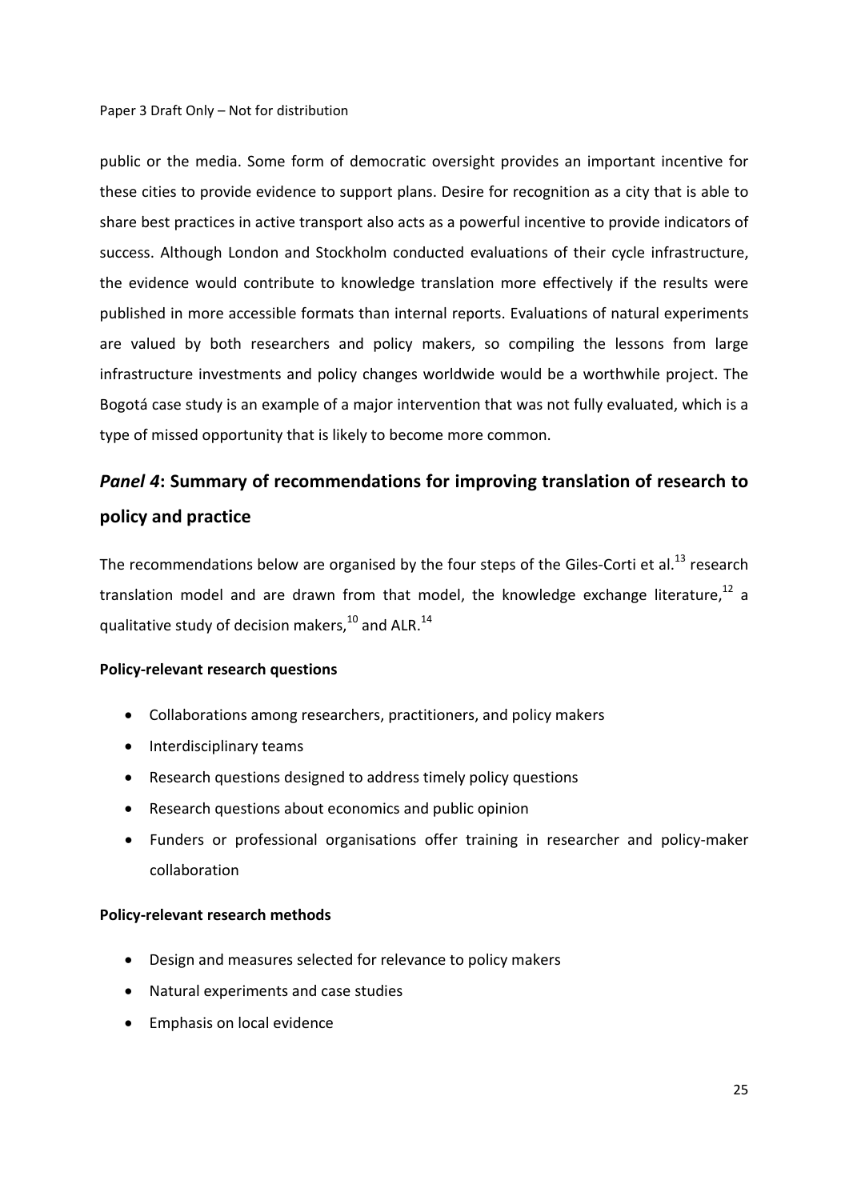public or the media. Some form of democratic oversight provides an important incentive for these cities to provide evidence to support plans. Desire for recognition as a city that is able to share best practices in active transport also acts as a powerful incentive to provide indicators of success. Although London and Stockholm conducted evaluations of their cycle infrastructure, the evidence would contribute to knowledge translation more effectively if the results were published in more accessible formats than internal reports. Evaluations of natural experiments are valued by both researchers and policy makers, so compiling the lessons from large infrastructure investments and policy changes worldwide would be a worthwhile project. The Bogotá case study is an example of a major intervention that was not fully evaluated, which is a type of missed opportunity that is likely to become more common.

## *Panel 4*: Summary of recommendations for improving translation of research to policy and practice

The recommendations below are organised by the four steps of the Giles-Corti et al.[13] research translation model and are drawn from that model, the knowledge exchange literature,[12] a qualitative study of decision makers,[10] and ALR.[14]

**Policy-relevant research questions**

- Collaborations among researchers, practitioners, and policy makers
- Interdisciplinary teams
- Research questions designed to address timely policy questions
- Research questions about economics and public opinion
- Funders or professional organisations offer training in researcher and policy-maker collaboration

**Policy-relevant research methods**

- Design and measures selected for relevance to policy makers
- Natural experiments and case studies
- Emphasis on local evidence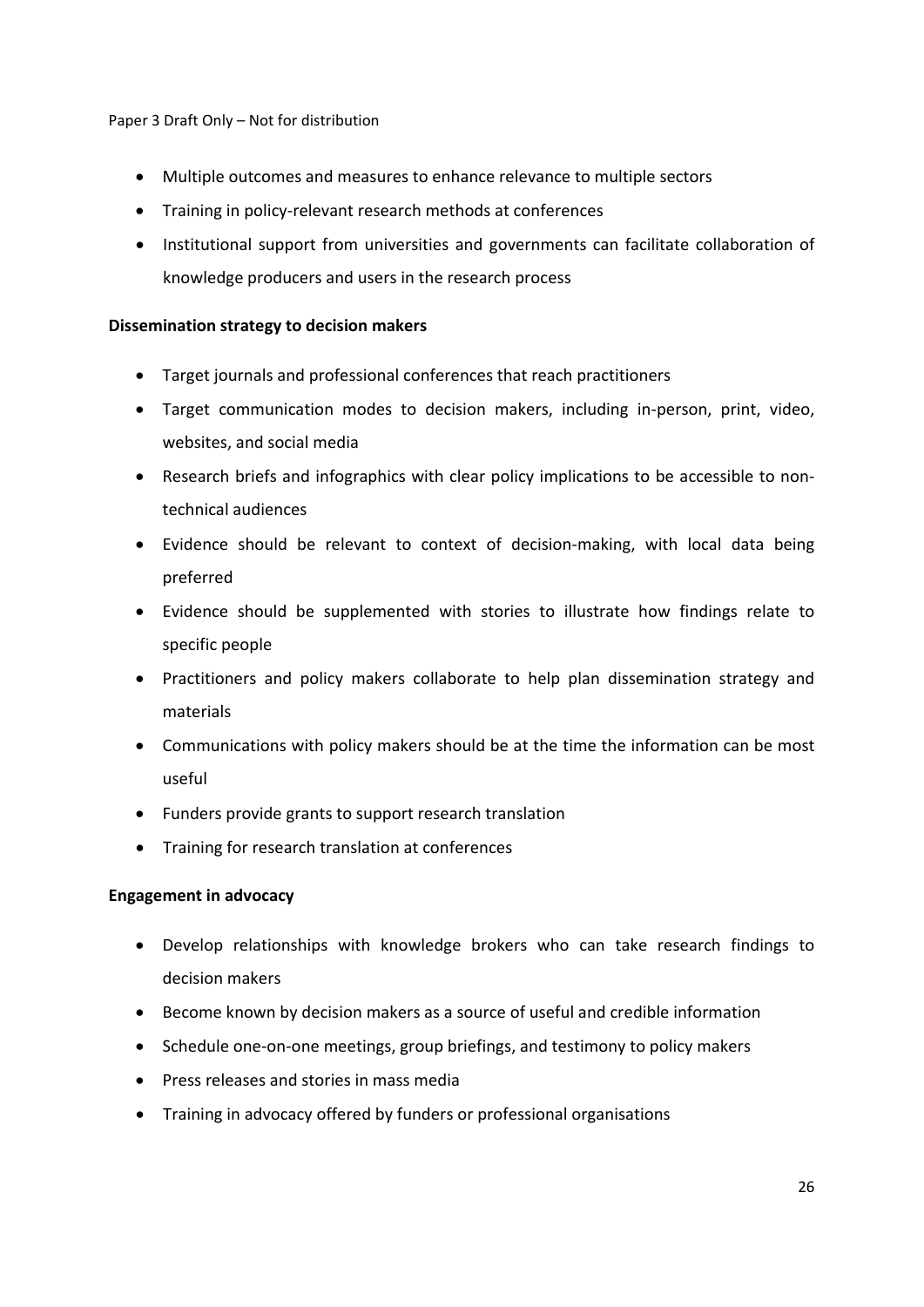- Multiple outcomes and measures to enhance relevance to multiple sectors
- Training in policy-relevant research methods at conferences
- Institutional support from universities and governments can facilitate collaboration of knowledge producers and users in the research process

**Dissemination strategy to decision makers**

- Target journals and professional conferences that reach practitioners
- Target communication modes to decision makers, including in-person, print, video, websites, and social media
- Research briefs and infographics with clear policy implications to be accessible to non-technical audiences
- Evidence should be relevant to context of decision-making, with local data being preferred
- Evidence should be supplemented with stories to illustrate how findings relate to specific people
- Practitioners and policy makers collaborate to help plan dissemination strategy and materials
- Communications with policy makers should be at the time the information can be most useful
- Funders provide grants to support research translation
- Training for research translation at conferences

**Engagement in advocacy**

- Develop relationships with knowledge brokers who can take research findings to decision makers
- Become known by decision makers as a source of useful and credible information
- Schedule one-on-one meetings, group briefings, and testimony to policy makers
- Press releases and stories in mass media
- Training in advocacy offered by funders or professional organisations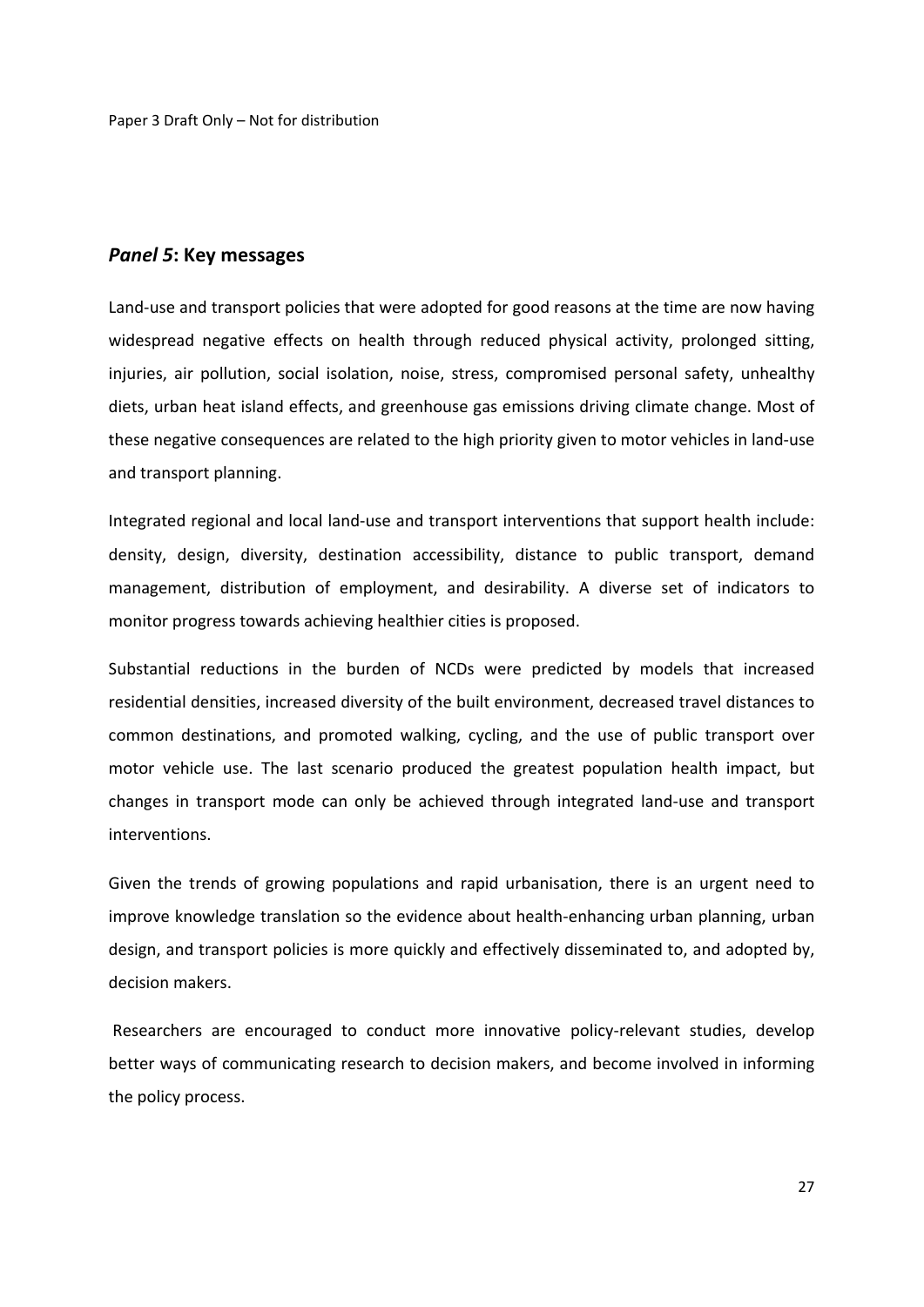## *Panel 5*: Key messages

Land-use and transport policies that were adopted for good reasons at the time are now having widespread negative effects on health through reduced physical activity, prolonged sitting, injuries, air pollution, social isolation, noise, stress, compromised personal safety, unhealthy diets, urban heat island effects, and greenhouse gas emissions driving climate change. Most of these negative consequences are related to the high priority given to motor vehicles in land-use and transport planning.

Integrated regional and local land-use and transport interventions that support health include: density, design, diversity, destination accessibility, distance to public transport, demand management, distribution of employment, and desirability. A diverse set of indicators to monitor progress towards achieving healthier cities is proposed.

Substantial reductions in the burden of NCDs were predicted by models that increased residential densities, increased diversity of the built environment, decreased travel distances to common destinations, and promoted walking, cycling, and the use of public transport over motor vehicle use. The last scenario produced the greatest population health impact, but changes in transport mode can only be achieved through integrated land-use and transport interventions.

Given the trends of growing populations and rapid urbanisation, there is an urgent need to improve knowledge translation so the evidence about health-enhancing urban planning, urban design, and transport policies is more quickly and effectively disseminated to, and adopted by, decision makers.

Researchers are encouraged to conduct more innovative policy-relevant studies, develop better ways of communicating research to decision makers, and become involved in informing the policy process.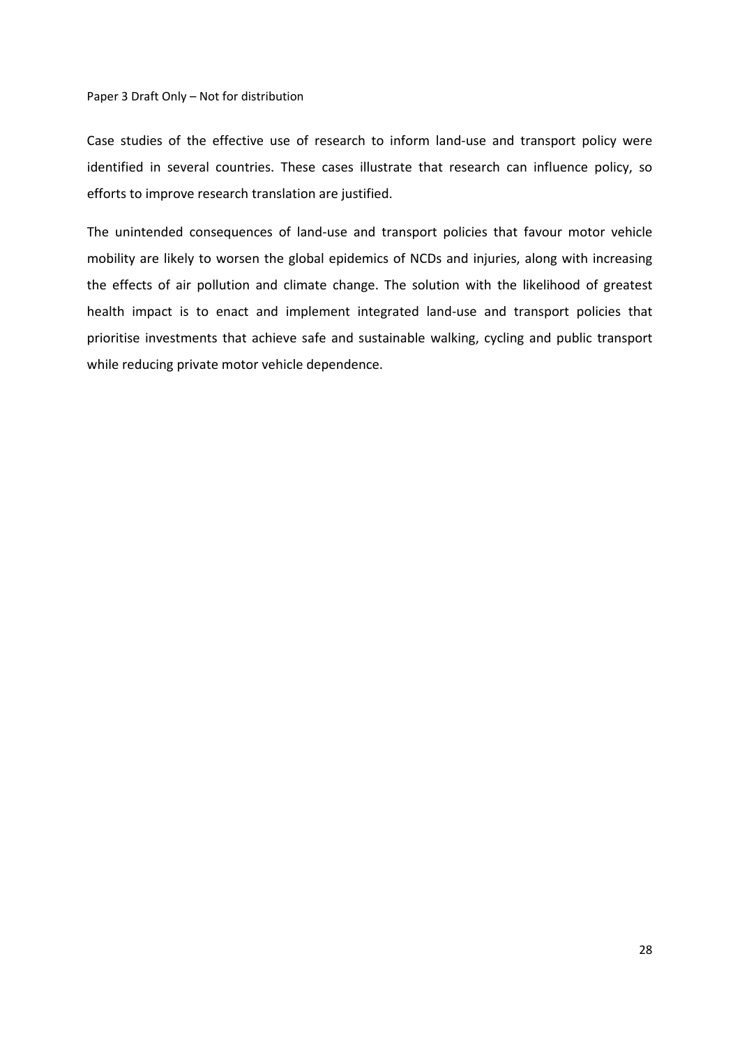Case studies of the effective use of research to inform land-use and transport policy were identified in several countries. These cases illustrate that research can influence policy, so efforts to improve research translation are justified.

The unintended consequences of land-use and transport policies that favour motor vehicle mobility are likely to worsen the global epidemics of NCDs and injuries, along with increasing the effects of air pollution and climate change. The solution with the likelihood of greatest health impact is to enact and implement integrated land-use and transport policies that prioritise investments that achieve safe and sustainable walking, cycling and public transport while reducing private motor vehicle dependence.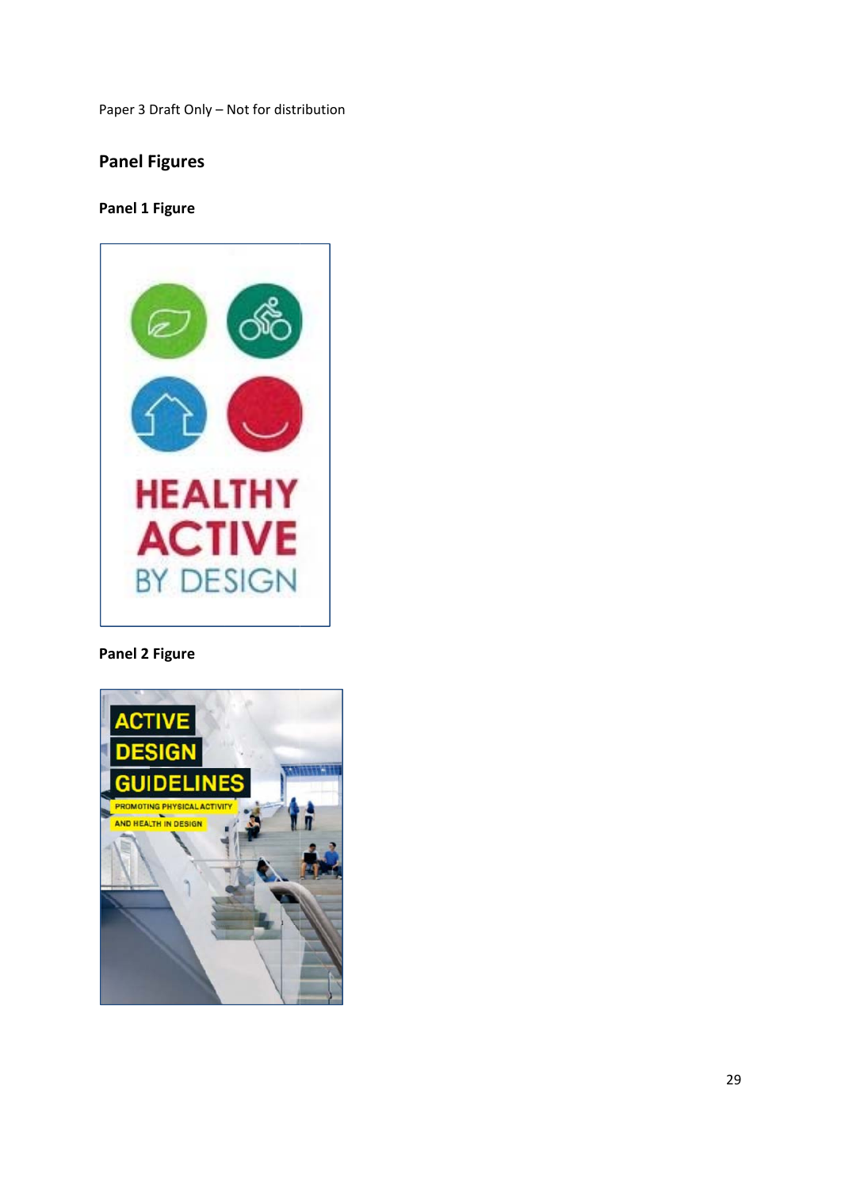Paper 3 Draft Only – Not for distribution

## Panel Figures

### Panel 1 Figure

### Panel 2 Figure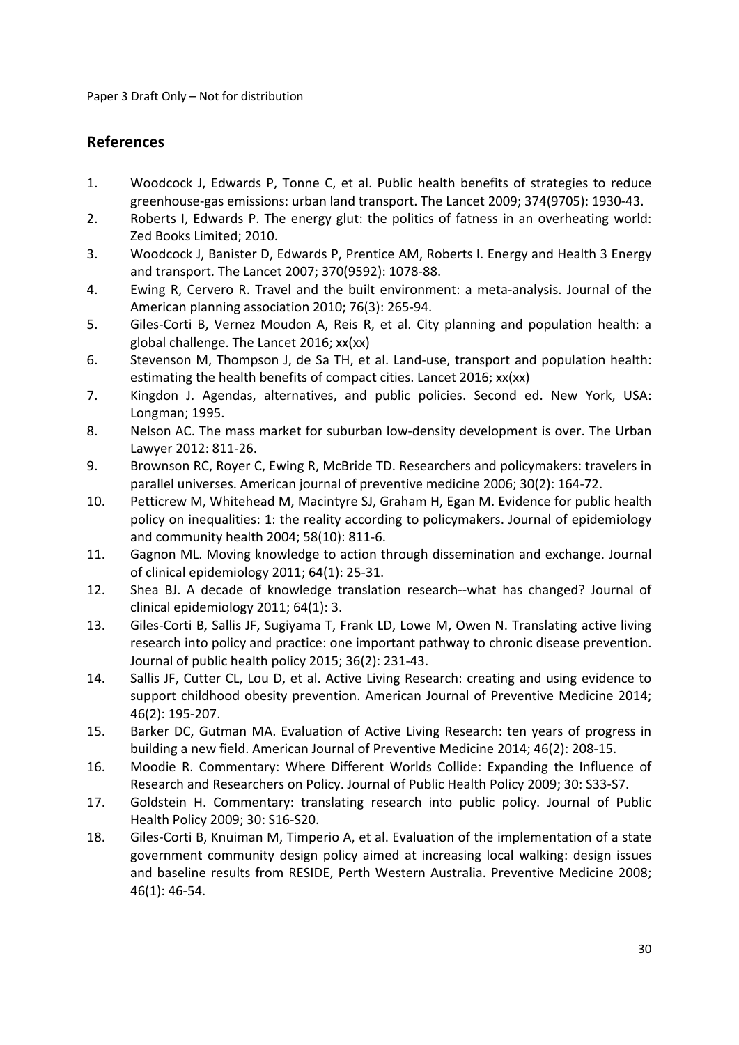## References

1. Woodcock J, Edwards P, Tonne C, et al. Public health benefits of strategies to reduce greenhouse-gas emissions: urban land transport. The Lancet 2009; 374(9705): 1930-43.
2. Roberts I, Edwards P. The energy glut: the politics of fatness in an overheating world: Zed Books Limited; 2010.
3. Woodcock J, Banister D, Edwards P, Prentice AM, Roberts I. Energy and Health 3 Energy and transport. The Lancet 2007; 370(9592): 1078-88.
4. Ewing R, Cervero R. Travel and the built environment: a meta-analysis. Journal of the American planning association 2010; 76(3): 265-94.
5. Giles-Corti B, Vernez Moudon A, Reis R, et al. City planning and population health: a global challenge. The Lancet 2016; xx(xx)
6. Stevenson M, Thompson J, de Sa TH, et al. Land-use, transport and population health: estimating the health benefits of compact cities. Lancet 2016; xx(xx)
7. Kingdon J. Agendas, alternatives, and public policies. Second ed. New York, USA: Longman; 1995.
8. Nelson AC. The mass market for suburban low-density development is over. The Urban Lawyer 2012: 811-26.
9. Brownson RC, Royer C, Ewing R, McBride TD. Researchers and policymakers: travelers in parallel universes. American journal of preventive medicine 2006; 30(2): 164-72.
10. Petticrew M, Whitehead M, Macintyre SJ, Graham H, Egan M. Evidence for public health policy on inequalities: 1: the reality according to policymakers. Journal of epidemiology and community health 2004; 58(10): 811-6.
11. Gagnon ML. Moving knowledge to action through dissemination and exchange. Journal of clinical epidemiology 2011; 64(1): 25-31.
12. Shea BJ. A decade of knowledge translation research--what has changed? Journal of clinical epidemiology 2011; 64(1): 3.
13. Giles-Corti B, Sallis JF, Sugiyama T, Frank LD, Lowe M, Owen N. Translating active living research into policy and practice: one important pathway to chronic disease prevention. Journal of public health policy 2015; 36(2): 231-43.
14. Sallis JF, Cutter CL, Lou D, et al. Active Living Research: creating and using evidence to support childhood obesity prevention. American Journal of Preventive Medicine 2014; 46(2): 195-207.
15. Barker DC, Gutman MA. Evaluation of Active Living Research: ten years of progress in building a new field. American Journal of Preventive Medicine 2014; 46(2): 208-15.
16. Moodie R. Commentary: Where Different Worlds Collide: Expanding the Influence of Research and Researchers on Policy. Journal of Public Health Policy 2009; 30: S33-S7.
17. Goldstein H. Commentary: translating research into public policy. Journal of Public Health Policy 2009; 30: S16-S20.
18. Giles-Corti B, Knuiman M, Timperio A, et al. Evaluation of the implementation of a state government community design policy aimed at increasing local walking: design issues and baseline results from RESIDE, Perth Western Australia. Preventive Medicine 2008; 46(1): 46-54.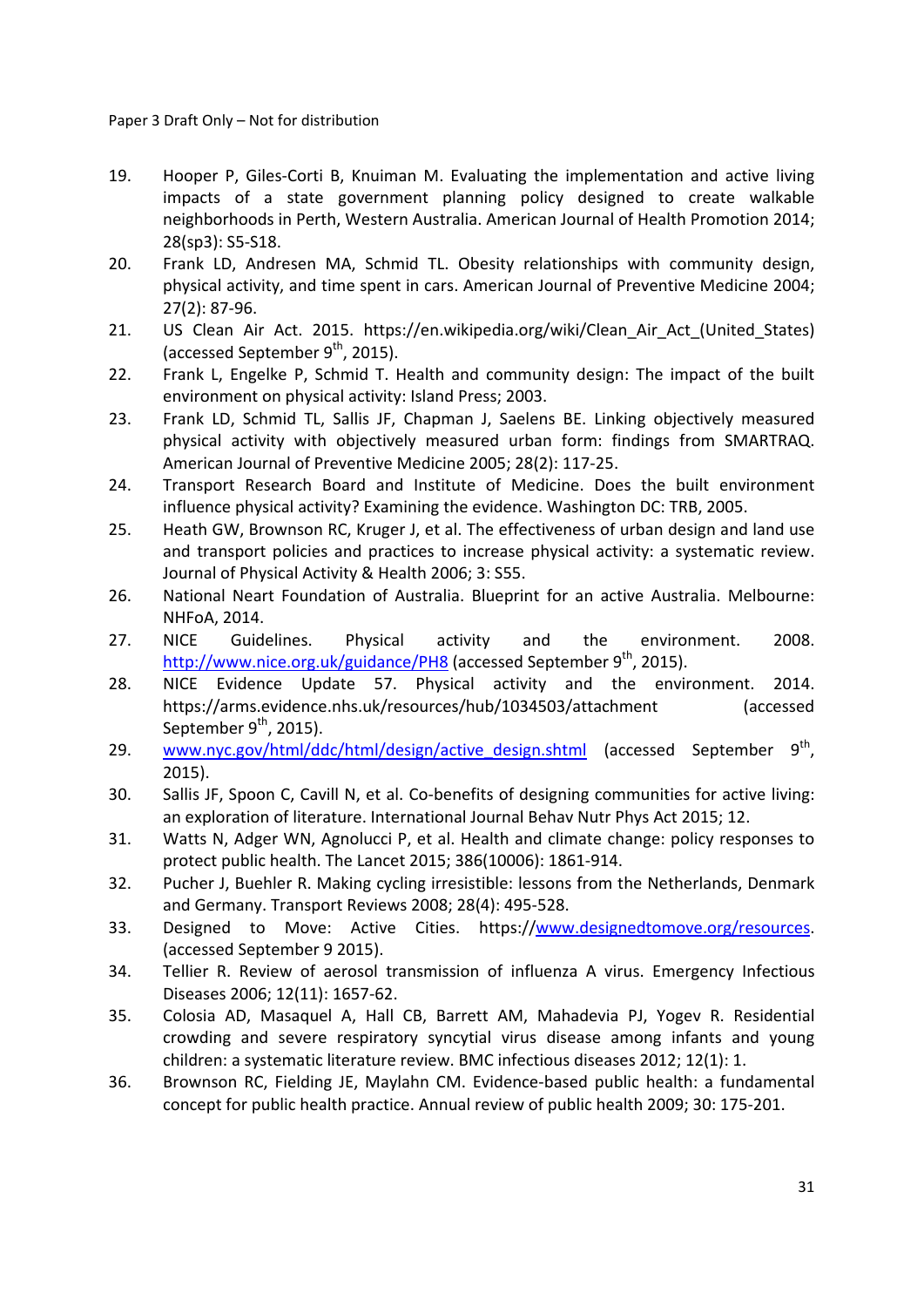19. Hooper P, Giles-Corti B, Knuiman M. Evaluating the implementation and active living impacts of a state government planning policy designed to create walkable neighborhoods in Perth, Western Australia. American Journal of Health Promotion 2014; 28(sp3): S5-S18.
20. Frank LD, Andresen MA, Schmid TL. Obesity relationships with community design, physical activity, and time spent in cars. American Journal of Preventive Medicine 2004; 27(2): 87-96.
21. US Clean Air Act. 2015. https://en.wikipedia.org/wiki/Clean_Air_Act_(United_States) (accessed September 9th, 2015).
22. Frank L, Engelke P, Schmid T. Health and community design: The impact of the built environment on physical activity: Island Press; 2003.
23. Frank LD, Schmid TL, Sallis JF, Chapman J, Saelens BE. Linking objectively measured physical activity with objectively measured urban form: findings from SMARTRAQ. American Journal of Preventive Medicine 2005; 28(2): 117-25.
24. Transport Research Board and Institute of Medicine. Does the built environment influence physical activity? Examining the evidence. Washington DC: TRB, 2005.
25. Heath GW, Brownson RC, Kruger J, et al. The effectiveness of urban design and land use and transport policies and practices to increase physical activity: a systematic review. Journal of Physical Activity & Health 2006; 3: S55.
26. National Neart Foundation of Australia. Blueprint for an active Australia. Melbourne: NHFoA, 2014.
27. NICE Guidelines. Physical activity and the environment. 2008. http://www.nice.org.uk/guidance/PH8 (accessed September 9th, 2015).
28. NICE Evidence Update 57. Physical activity and the environment. 2014. https://arms.evidence.nhs.uk/resources/hub/1034503/attachment (accessed September 9th, 2015).
29. www.nyc.gov/html/ddc/html/design/active_design.shtml (accessed September 9th, 2015).
30. Sallis JF, Spoon C, Cavill N, et al. Co-benefits of designing communities for active living: an exploration of literature. International Journal Behav Nutr Phys Act 2015; 12.
31. Watts N, Adger WN, Agnolucci P, et al. Health and climate change: policy responses to protect public health. The Lancet 2015; 386(10006): 1861-914.
32. Pucher J, Buehler R. Making cycling irresistible: lessons from the Netherlands, Denmark and Germany. Transport Reviews 2008; 28(4): 495-528.
33. Designed to Move: Active Cities. https://www.designedtomove.org/resources. (accessed September 9 2015).
34. Tellier R. Review of aerosol transmission of influenza A virus. Emergency Infectious Diseases 2006; 12(11): 1657-62.
35. Colosia AD, Masaquel A, Hall CB, Barrett AM, Mahadevia PJ, Yogev R. Residential crowding and severe respiratory syncytial virus disease among infants and young children: a systematic literature review. BMC infectious diseases 2012; 12(1): 1.
36. Brownson RC, Fielding JE, Maylahn CM. Evidence-based public health: a fundamental concept for public health practice. Annual review of public health 2009; 30: 175-201.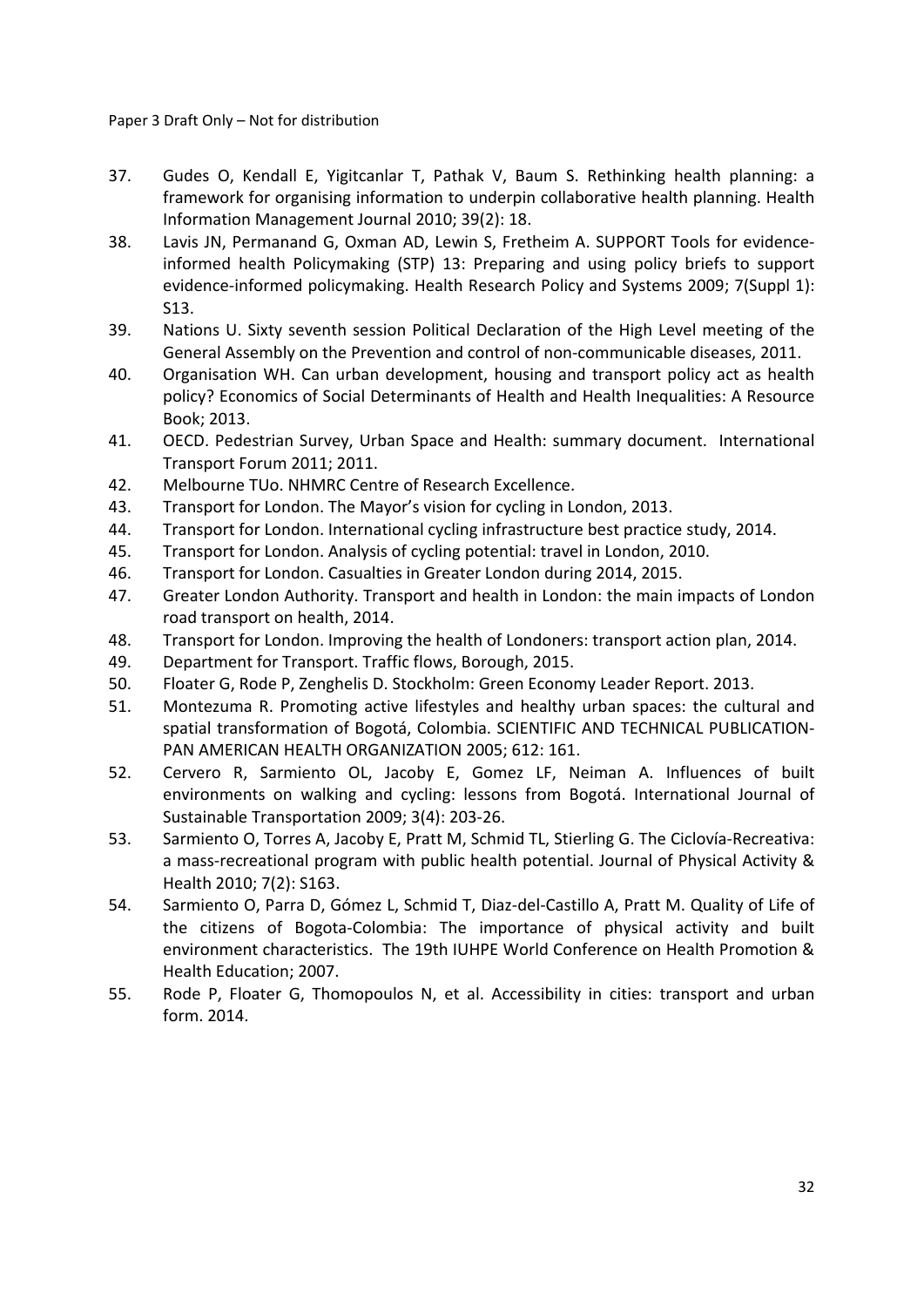37. Gudes O, Kendall E, Yigitcanlar T, Pathak V, Baum S. Rethinking health planning: a framework for organising information to underpin collaborative health planning. Health Information Management Journal 2010; 39(2): 18.
38. Lavis JN, Permanand G, Oxman AD, Lewin S, Fretheim A. SUPPORT Tools for evidence-informed health Policymaking (STP) 13: Preparing and using policy briefs to support evidence-informed policymaking. Health Research Policy and Systems 2009; 7(Suppl 1): S13.
39. Nations U. Sixty seventh session Political Declaration of the High Level meeting of the General Assembly on the Prevention and control of non-communicable diseases, 2011.
40. Organisation WH. Can urban development, housing and transport policy act as health policy? Economics of Social Determinants of Health and Health Inequalities: A Resource Book; 2013.
41. OECD. Pedestrian Survey, Urban Space and Health: summary document. International Transport Forum 2011; 2011.
42. Melbourne TUo. NHMRC Centre of Research Excellence.
43. Transport for London. The Mayor's vision for cycling in London, 2013.
44. Transport for London. International cycling infrastructure best practice study, 2014.
45. Transport for London. Analysis of cycling potential: travel in London, 2010.
46. Transport for London. Casualties in Greater London during 2014, 2015.
47. Greater London Authority. Transport and health in London: the main impacts of London road transport on health, 2014.
48. Transport for London. Improving the health of Londoners: transport action plan, 2014.
49. Department for Transport. Traffic flows, Borough, 2015.
50. Floater G, Rode P, Zenghelis D. Stockholm: Green Economy Leader Report. 2013.
51. Montezuma R. Promoting active lifestyles and healthy urban spaces: the cultural and spatial transformation of Bogotá, Colombia. SCIENTIFIC AND TECHNICAL PUBLICATION-PAN AMERICAN HEALTH ORGANIZATION 2005; 612: 161.
52. Cervero R, Sarmiento OL, Jacoby E, Gomez LF, Neiman A. Influences of built environments on walking and cycling: lessons from Bogotá. International Journal of Sustainable Transportation 2009; 3(4): 203-26.
53. Sarmiento O, Torres A, Jacoby E, Pratt M, Schmid TL, Stierling G. The Ciclovía-Recreativa: a mass-recreational program with public health potential. Journal of Physical Activity & Health 2010; 7(2): S163.
54. Sarmiento O, Parra D, Gómez L, Schmid T, Diaz-del-Castillo A, Pratt M. Quality of Life of the citizens of Bogota-Colombia: The importance of physical activity and built environment characteristics. The 19th IUHPE World Conference on Health Promotion & Health Education; 2007.
55. Rode P, Floater G, Thomopoulos N, et al. Accessibility in cities: transport and urban form. 2014.